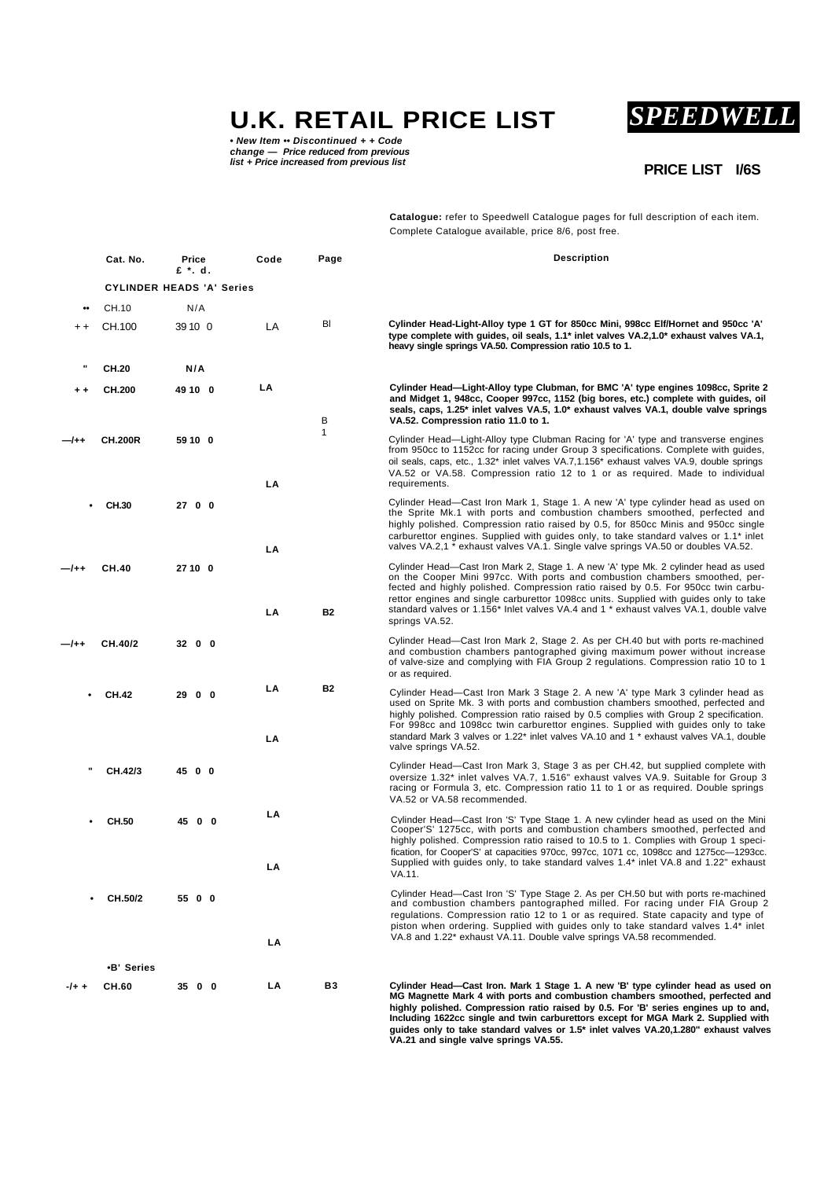# U.K. RETAIL PRICE LIST

**SPEEDWELL**

*• New Item •• Discontinued + + Code change — Price reduced from previous list + Price increased from previous list*

**PRICE LIST I/6S**

**Catalogue:** refer to Speedwell Catalogue pages for full description of each item. Complete Catalogue available, price 8/6, post free.

| | Cat. No. | Price £ *. d. | Code | Page | Description |
|---|---|---|---|---|---|
| | **CYLINDER HEADS 'A' Series** | | | | |
| •• | CH.10 | N/A | | | |
| + + | CH.100 | 39 10 0 | LA | BI | **Cylinder Head-Light-Alloy type 1 GT for 850cc Mini, 998cc Elf/Hornet and 950cc 'A' type complete with guides, oil seals, 1.1* inlet valves VA.2,1.0* exhaust valves VA.1, heavy single springs VA.50. Compression ratio 10.5 to 1.** |
| " | **CH.20** | **N/A** | | | |
| + + | **CH.200** | **49 10 0** | **LA** | B 1 | **Cylinder Head—Light-Alloy type Clubman, for BMC 'A' type engines 1098cc, Sprite 2 and Midget 1, 948cc, Cooper 997cc, 1152 (big bores, etc.) complete with guides, oil seals, caps, 1.25* inlet valves VA.5, 1.0* exhaust valves VA.1, double valve springs VA.52. Compression ratio 11.0 to 1.** |
| —/++ | **CH.200R** | **59 10 0** | **LA** | | Cylinder Head—Light-Alloy type Clubman Racing for 'A' type and transverse engines from 950cc to 1152cc for racing under Group 3 specifications. Complete with guides, oil seals, caps, etc., 1.32* inlet valves VA.7,1.156* exhaust valves VA.9, double springs VA.52 or VA.58. Compression ratio 12 to 1 or as required. Made to individual requirements. |
| • | **CH.30** | **27 0 0** | **LA** | | Cylinder Head—Cast Iron Mark 1, Stage 1. A new 'A' type cylinder head as used on the Sprite Mk.1 with ports and combustion chambers smoothed, perfected and highly polished. Compression ratio raised by 0.5, for 850cc Minis and 950cc single carburettor engines. Supplied with guides only, to take standard valves or 1.1* inlet valves VA.2,1 * exhaust valves VA.1. Single valve springs VA.50 or doubles VA.52. |
| —/++ | **CH.40** | **27 10 0** | **LA** | **B2** | Cylinder Head—Cast Iron Mark 2, Stage 1. A new 'A' type Mk. 2 cylinder head as used on the Cooper Mini 997cc. With ports and combustion chambers smoothed, perfected and highly polished. Compression ratio raised by 0.5. For 950cc twin carburettor engines and single carburettor 1098cc units. Supplied with guides only to take standard valves or 1.156* Inlet valves VA.4 and 1 * exhaust valves VA.1, double valve springs VA.52. |
| —/++ | **CH.40/2** | **32 0 0** | | | Cylinder Head—Cast Iron Mark 2, Stage 2. As per CH.40 but with ports re-machined and combustion chambers pantographed giving maximum power without increase of valve-size and complying with FIA Group 2 regulations. Compression ratio 10 to 1 or as required. |
| • | **CH.42** | **29 0 0** | **LA** | **B2** | Cylinder Head—Cast Iron Mark 3 Stage 2. A new 'A' type Mark 3 cylinder head as used on Sprite Mk. 3 with ports and combustion chambers smoothed, perfected and highly polished. Compression ratio raised by 0.5 complies with Group 2 specification. For 998cc and 1098cc twin carburettor engines. Supplied with guides only to take standard Mark 3 valves or 1.22* inlet valves VA.10 and 1 * exhaust valves VA.1, double valve springs VA.52. |
| " | CH.42/3 | 45 0 0 | LA | | Cylinder Head—Cast Iron Mark 3, Stage 3 as per CH.42, but supplied complete with oversize 1.32* inlet valves VA.7, 1.516" exhaust valves VA.9. Suitable for Group 3 racing or Formula 3, etc. Compression ratio 11 to 1 or as required. Double springs VA.52 or VA.58 recommended. |
| • | **CH.50** | **45 0 0** | **LA** | | Cylinder Head—Cast Iron 'S' Type Stage 1. A new cylinder head as used on the Mini Cooper'S' 1275cc, with ports and combustion chambers smoothed, perfected and highly polished. Compression ratio raised to 10.5 to 1. Complies with Group 1 specification, for Cooper'S' at capacities 970cc, 997cc, 1071 cc, 1098cc and 1275cc—1293cc. Supplied with guides only, to take standard valves 1.4* inlet VA.8 and 1.22" exhaust VA.11. |
| • | **CH.50/2** | **55 0 0** | **LA** | | Cylinder Head—Cast Iron 'S' Type Stage 2. As per CH.50 but with ports re-machined and combustion chambers pantographed milled. For racing under FIA Group 2 regulations. Compression ratio 12 to 1 or as required. State capacity and type of piston when ordering. Supplied with guides only to take standard valves 1.4* inlet VA.8 and 1.22* exhaust VA.11. Double valve springs VA.58 recommended. |
| | **•B' Series** | | | | |
| -/+ + | **CH.60** | **35 0 0** | **LA** | **B3** | **Cylinder Head—Cast Iron. Mark 1 Stage 1. A new 'B' type cylinder head as used on MG Magnette Mark 4 with ports and combustion chambers smoothed, perfected and highly polished. Compression ratio raised by 0.5. For 'B' series engines up to and, Including 1622cc single and twin carburettors except for MGA Mark 2. Supplied with guides only to take standard valves or 1.5* inlet valves VA.20,1.280" exhaust valves VA.21 and single valve springs VA.55.** |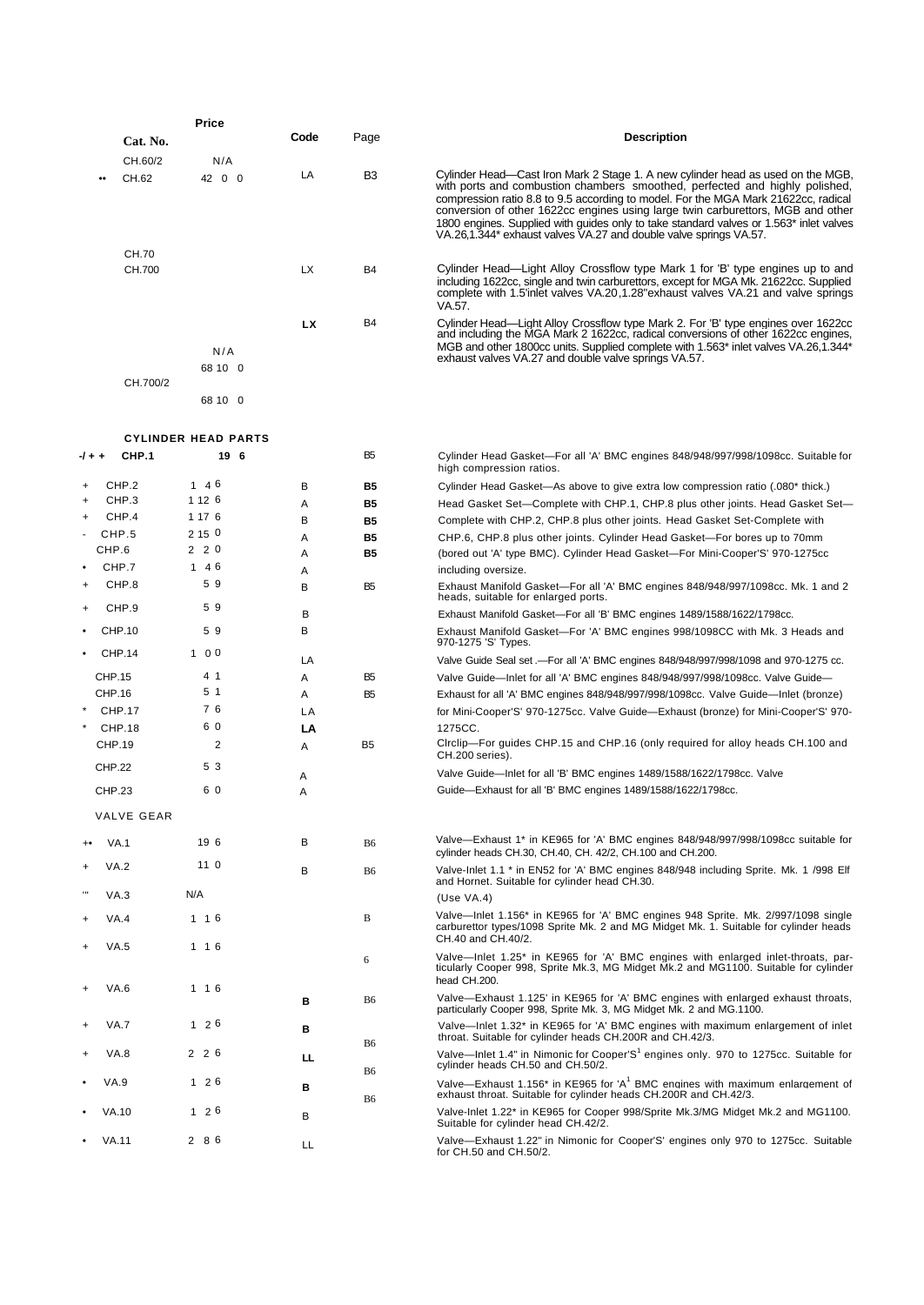| | Cat. No. | Price | Code | Page | Description |
|---|---|---|---|---|---|
| | CH.60/2 | N/A | | | |
| •• | CH.62 | 42 0 0 | LA | B3 | Cylinder Head—Cast Iron Mark 2 Stage 1. A new cylinder head as used on the MGB, with ports and combustion chambers smoothed, perfected and highly polished, compression ratio 8.8 to 9.5 according to model. For the MGA Mark 21622cc, radical conversion of other 1622cc engines using large twin carburettors, MGB and other 1800 engines. Supplied with guides only to take standard valves or 1.563* inlet valves VA.26,1.344* exhaust valves VA.27 and double valve springs VA.57. |
| | CH.70 | | | | |
| | CH.700 | | LX | B4 | Cylinder Head—Light Alloy Crossflow type Mark 1 for 'B' type engines up to and including 1622cc, single and twin carburettors, except for MGA Mk. 21622cc. Supplied complete with 1.5'inlet valves VA.20,1.28"exhaust valves VA.21 and valve springs VA.57. |
| | | N/A | **LX** | B4 | Cylinder Head—Light Alloy Crossflow type Mark 2. For 'B' type engines over 1622cc and including the MGA Mark 2 1622cc, radical conversions of other 1622cc engines, MGB and other 1800cc units. Supplied complete with 1.563* inlet valves VA.26,1.344* exhaust valves VA.27 and double valve springs VA.57. |
| | | 68 10 0 | | | |
| | CH.700/2 | 68 10 0 | | | |

**CYLINDER HEAD PARTS**

| | Cat. No. | Price | Code | Page | Description |
|---|---|---|---|---|---|
| -/ + + | **CHP.1** | **19 6** | | B5 | Cylinder Head Gasket—For all 'A' BMC engines 848/948/997/998/1098cc. Suitable for high compression ratios. |
| + | CHP.2 | 1 4 6 | B | **B5** | Cylinder Head Gasket—As above to give extra low compression ratio (.080* thick.) |
| + | CHP.3 | 1 12 6 | A | **B5** | Head Gasket Set—Complete with CHP.1, CHP.8 plus other joints. Head Gasket Set— |
| + | CHP.4 | 1 17 6 | B | **B5** | Complete with CHP.2, CHP.8 plus other joints. Head Gasket Set-Complete with |
| - | CHP.5 | 2 15 0 | A | **B5** | CHP.6, CHP.8 plus other joints. Cylinder Head Gasket—For bores up to 70mm |
| | CHP.6 | 2 2 0 | A | **B5** | (bored out 'A' type BMC). Cylinder Head Gasket—For Mini-Cooper'S' 970-1275cc |
| • | CHP.7 | 1 4 6 | A | | including oversize. |
| + | CHP.8 | 5 9 | B | B5 | Exhaust Manifold Gasket—For all 'A' BMC engines 848/948/997/1098cc. Mk. 1 and 2 heads, suitable for enlarged ports. |
| + | CHP.9 | 5 9 | B | | Exhaust Manifold Gasket—For all 'B' BMC engines 1489/1588/1622/1798cc. |
| • | CHP.10 | 5 9 | B | | Exhaust Manifold Gasket—For 'A' BMC engines 998/1098CC with Mk. 3 Heads and 970-1275 'S' Types. |
| • | CHP.14 | 1 0 0 | LA | | Valve Guide Seal set .—For all 'A' BMC engines 848/948/997/998/1098 and 970-1275 cc. |
| | CHP.15 | 4 1 | A | B5 | Valve Guide—Inlet for all 'A' BMC engines 848/948/997/998/1098cc. Valve Guide— |
| | CHP.16 | 5 1 | A | B5 | Exhaust for all 'A' BMC engines 848/948/997/998/1098cc. Valve Guide—Inlet (bronze) |
| * | CHP.17 | 7 6 | LA | | for Mini-Cooper'S' 970-1275cc. Valve Guide—Exhaust (bronze) for Mini-Cooper'S' 970- |
| * | CHP.18 | 6 0 | **LA** | | 1275CC. |
| | CHP.19 | 2 | A | B5 | Clrclip—For guides CHP.15 and CHP.16 (only required for alloy heads CH.100 and CH.200 series). |
| | CHP.22 | 5 3 | A | | Valve Guide—Inlet for all 'B' BMC engines 1489/1588/1622/1798cc. Valve |
| | CHP.23 | 6 0 | A | | Guide—Exhaust for all 'B' BMC engines 1489/1588/1622/1798cc. |

**VALVE GEAR**

| | Cat. No. | Price | Code | Page | Description |
|---|---|---|---|---|---|
| +• | VA.1 | 19 6 | B | B6 | Valve—Exhaust 1* in KE965 for 'A' BMC engines 848/948/997/998/1098cc suitable for cylinder heads CH.30, CH.40, CH. 42/2, CH.100 and CH.200. |
| + | VA.2 | 11 0 | B | B6 | Valve-Inlet 1.1 * in EN52 for 'A' BMC engines 848/948 including Sprite. Mk. 1 /998 Elf and Hornet. Suitable for cylinder head CH.30. |
| '" | VA.3 | N/A | | | (Use VA.4) |
| + | VA.4 | 1 1 6 | | B | Valve—Inlet 1.156* in KE965 for 'A' BMC engines 948 Sprite. Mk. 2/997/1098 single carburettor types/1098 Sprite Mk. 2 and MG Midget Mk. 1. Suitable for cylinder heads CH.40 and CH.40/2. |
| + | VA.5 | 1 1 6 | | 6 | Valve—Inlet 1.25* in KE965 for 'A' BMC engines with enlarged inlet-throats, particularly Cooper 998, Sprite Mk.3, MG Midget Mk.2 and MG1100. Suitable for cylinder head CH.200. |
| + | VA.6 | 1 1 6 | **B** | B6 | Valve—Exhaust 1.125' in KE965 for 'A' BMC engines with enlarged exhaust throats, particularly Cooper 998, Sprite Mk. 3, MG Midget Mk. 2 and MG.1100. |
| + | VA.7 | 1 2 6 | **B** | B6 | Valve—Inlet 1.32* in KE965 for 'A' BMC engines with maximum enlargement of inlet throat. Suitable for cylinder heads CH.200R and CH.42/3. |
| + | VA.8 | 2 2 6 | **LL** | B6 | Valve—Inlet 1.4" in Nimonic for Cooper'S'[1] engines only. 970 to 1275cc. Suitable for cylinder heads CH.50 and CH.50/2. |
| • | VA.9 | 1 2 6 | **B** | B6 | Valve—Exhaust 1.156* in KE965 for 'A'[1] BMC engines with maximum enlargement of exhaust throat. Suitable for cylinder heads CH.200R and CH.42/3. |
| • | VA.10 | 1 2 6 | B | | Valve-Inlet 1.22* in KE965 for Cooper 998/Sprite Mk.3/MG Midget Mk.2 and MG1100. Suitable for cylinder head CH.42/2. |
| • | VA.11 | 2 8 6 | LL | | Valve—Exhaust 1.22" in Nimonic for Cooper'S' engines only 970 to 1275cc. Suitable for CH.50 and CH.50/2. |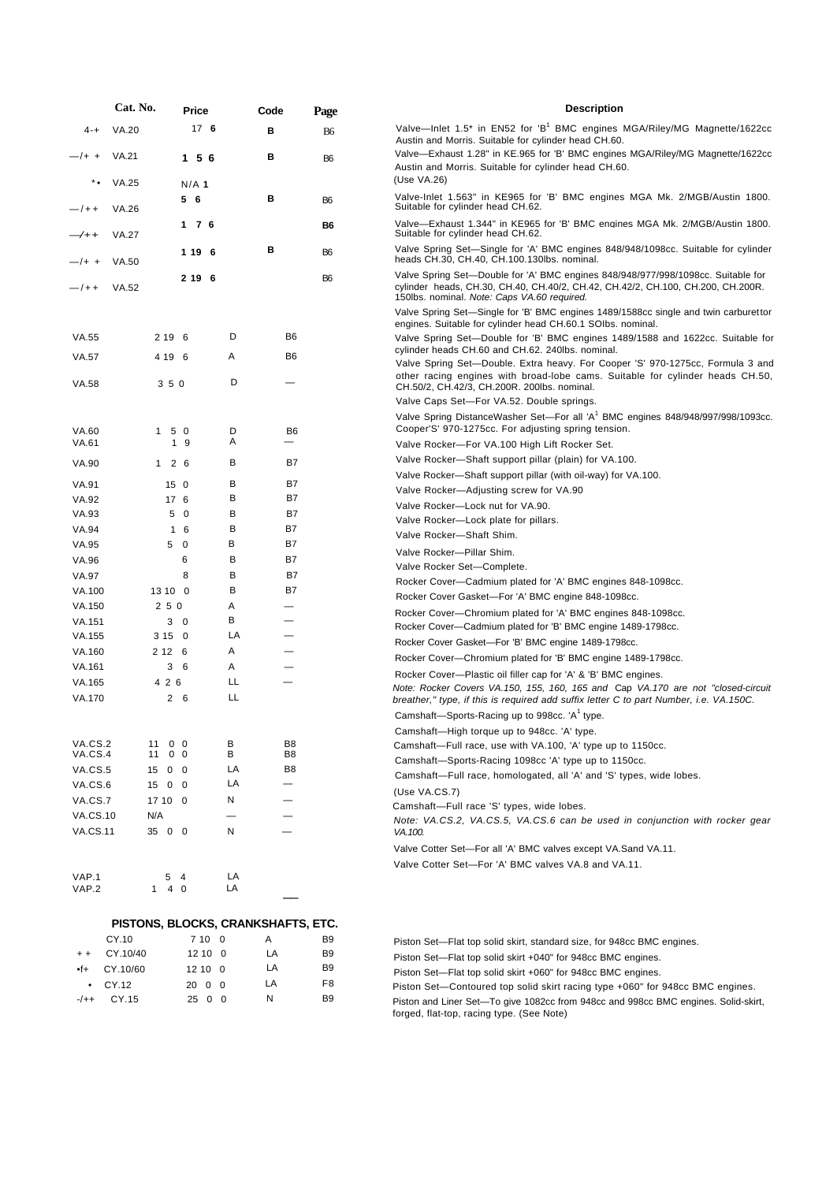| | Cat. No. | Price | Code | Page | Description |
|---|---|---|---|---|---|
| 4-+ | VA.20 | 17 6 | B | B6 | Valve—Inlet 1.5" in EN52 for 'B'[1] BMC engines MGA/Riley/MG Magnette/1622cc Austin and Morris. Suitable for cylinder head CH.60. |
| —/+ + | VA.21 | 1 5 6 | B | B6 | Valve—Exhaust 1.28" in KE.965 for 'B' BMC engines MGA/Riley/MG Magnette/1622cc Austin and Morris. Suitable for cylinder head CH.60. |
| *• | VA.25 | N/A 1 | | | (Use VA.26) |
| —/++ | VA.26 | 5 6 | B | B6 | Valve-Inlet 1.563" in KE965 for 'B' BMC engines MGA Mk. 2/MGB/Austin 1800. Suitable for cylinder head CH.62. |
| —/++ | VA.27 | 1 7 6 | | B6 | Valve—Exhaust 1.344" in KE965 for 'B' BMC engines MGA Mk. 2/MGB/Austin 1800. Suitable for cylinder head CH.62. |
| —/+ + | VA.50 | 1 19 6 | B | B6 | Valve Spring Set—Single for 'A' BMC engines 848/948/1098cc. Suitable for cylinder heads CH.30, CH.40, CH.100.130lbs. nominal. |
| —/++ | VA.52 | 2 19 6 | | B6 | Valve Spring Set—Double for 'A' BMC engines 848/948/977/998/1098cc. Suitable for cylinder heads, CH.30, CH.40, CH.40/2, CH.42, CH.42/2, CH.100, CH.200, CH.200R. 150lbs. nominal. *Note: Caps VA.60 required.* |
| | VA.55 | 2 19 6 | D | B6 | Valve Spring Set—Single for 'B' BMC engines 1489/1588cc single and twin carburettor engines. Suitable for cylinder head CH.60.1 SOlbs. nominal. |
| | VA.57 | 4 19 6 | A | B6 | Valve Spring Set—Double for 'B' BMC engines 1489/1588 and 1622cc. Suitable for cylinder heads CH.60 and CH.62. 240lbs. nominal. |
| | VA.58 | 3 5 0 | D | — | Valve Spring Set—Double. Extra heavy. For Cooper 'S' 970-1275cc, Formula 3 and other racing engines with broad-lobe cams. Suitable for cylinder heads CH.50, CH.50/2, CH.42/3, CH.200R. 200lbs. nominal. |
| | VA.60 | 1 5 0 | D | B6 | Valve Caps Set—For VA.52. Double springs. |
| | VA.61 | 1 9 | A | — | Valve Spring DistanceWasher Set—For all 'A'[1] BMC engines 848/948/997/998/1093cc. Cooper'S' 970-1275cc. For adjusting spring tension. |
| | VA.90 | 1 2 6 | B | B7 | Valve Rocker—For VA.100 High Lift Rocker Set. |
| | VA.91 | 15 0 | B | B7 | Valve Rocker—Shaft support pillar (plain) for VA.100. |
| | VA.92 | 17 6 | B | B7 | Valve Rocker—Shaft support pillar (with oil-way) for VA.100. |
| | VA.93 | 5 0 | B | B7 | Valve Rocker—Adjusting screw for VA.90 |
| | VA.94 | 1 6 | B | B7 | Valve Rocker—Lock nut for VA.90. |
| | VA.95 | 5 0 | B | B7 | Valve Rocker—Lock plate for pillars. |
| | VA.96 | 6 | B | B7 | Valve Rocker—Shaft Shim. |
| | VA.97 | 8 | B | B7 | Valve Rocker—Pillar Shim. |
| | VA.100 | 13 10 0 | B | B7 | Valve Rocker Set—Complete. |
| | VA.150 | 2 5 0 | A | — | Rocker Cover—Cadmium plated for 'A' BMC engines 848-1098cc. |
| | VA.151 | 3 0 | B | — | Rocker Cover Gasket—For 'A' BMC engine 848-1098cc. |
| | VA.155 | 3 15 0 | LA | — | Rocker Cover—Chromium plated for 'A' BMC engines 848-1098cc. |
| | VA.160 | 2 12 6 | A | — | Rocker Cover—Cadmium plated for 'B' BMC engine 1489-1798cc. |
| | VA.161 | 3 6 | A | — | Rocker Cover Gasket—For 'B' BMC engine 1489-1798cc. |
| | VA.165 | 4 2 6 | LL | — | Rocker Cover—Chromium plated for 'B' BMC engine 1489-1798cc. |
| | VA.170 | 2 6 | LL | | Rocker Cover—Plastic oil filler cap for 'A' & 'B' BMC engines. |
| | | | | | *Note: Rocker Covers VA.150, 155, 160, 165 and Cap VA.170 are not "closed-circuit breather," type, if this is required add suffix letter C to part Number, i.e. VA.150C.* |
| | VA.CS.2 | 11 0 0 | B | B8 | Camshaft—Sports-Racing up to 998cc. 'A'[1] type. |
| | VA.CS.4 | 11 0 0 | B | B8 | Camshaft—High torque up to 948cc. 'A' type. |
| | VA.CS.5 | 15 0 0 | LA | B8 | Camshaft—Full race, use with VA.100, 'A' type up to 1150cc. |
| | VA.CS.6 | 15 0 0 | LA | — | Camshaft—Sports-Racing 1098cc 'A' type up to 1150cc. |
| | VA.CS.7 | 17 10 0 | N | — | Camshaft—Full race, homologated, all 'A' and 'S' types, wide lobes. |
| | VA.CS.10 | N/A | — | — | (Use VA.CS.7) |
| | VA.CS.11 | 35 0 0 | N | — | Camshaft—Full race 'S' types, wide lobes. |
| | | | | | *Note: VA.CS.2, VA.CS.5, VA.CS.6 can be used in conjunction with rocker gear VA.100.* |
| | VAP.1 | 5 4 | LA | | Valve Cotter Set—For all 'A' BMC valves except VA.Sand VA.11. |
| | VAP.2 | 1 4 0 | LA | — | Valve Cotter Set—For 'A' BMC valves VA.8 and VA.11. |

## PISTONS, BLOCKS, CRANKSHAFTS, ETC.

| | Cat. No. | Price | Code | Page | Description |
|---|---|---|---|---|---|
| | CY.10 | 7 10 0 | A | B9 | Piston Set—Flat top solid skirt, standard size, for 948cc BMC engines. |
| + + | CY.10/40 | 12 10 0 | LA | B9 | Piston Set—Flat top solid skirt +040" for 948cc BMC engines. |
| •f+ | CY.10/60 | 12 10 0 | LA | B9 | Piston Set—Flat top solid skirt +060" for 948cc BMC engines. |
| • | CY.12 | 20 0 0 | LA | F8 | Piston Set—Contoured top solid skirt racing type +060" for 948cc BMC engines. |
| -/++ | CY.15 | 25 0 0 | N | B9 | Piston and Liner Set—To give 1082cc from 948cc and 998cc BMC engines. Solid-skirt, forged, flat-top, racing type. (See Note) |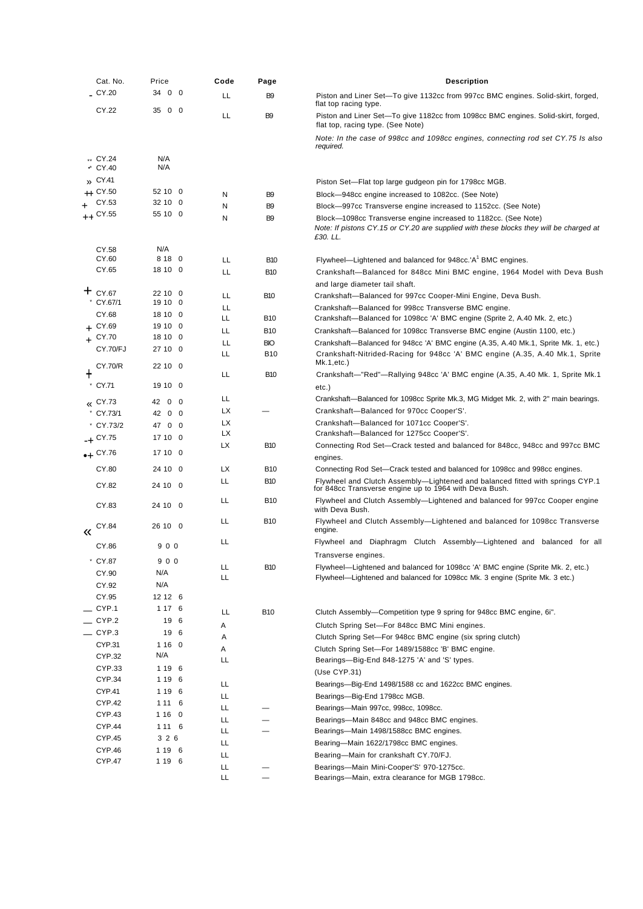| Cat. No. | Price | Code | Page | Description |
|---|---|---|---|---|
| - CY.20 | 34 0 0 | LL | B9 | Piston and Liner Set—To give 1132cc from 997cc BMC engines. Solid-skirt, forged, flat top racing type. |
| CY.22 | 35 0 0 | LL | B9 | Piston and Liner Set—To give 1182cc from 1098cc BMC engines. Solid-skirt, forged, flat top, racing type. (See Note) |
| | | | | *Note: In the case of 998cc and 1098cc engines, connecting rod set CY.75 Is also required.* |
| ** CY.24 | N/A | | | |
| • CY.40 | N/A | | | |
| » CY.41 | | | | Piston Set—Flat top large gudgeon pin for 1798cc MGB. |
| ++ CY.50 | 52 10 0 | N | B9 | Block—948cc engine increased to 1082cc. (See Note) |
| + CY.53 | 32 10 0 | N | B9 | Block—997cc Transverse engine increased to 1152cc. (See Note) |
| ++ CY.55 | 55 10 0 | N | B9 | Block—1098cc Transverse engine increased to 1182cc. (See Note) |
| | | | | *Note: If pistons CY.15 or CY.20 are supplied with these blocks they will be charged at £30. LL.* |
| CY.58 | N/A | | | |
| CY.60 | 8 18 0 | LL | B10 | Flywheel—Lightened and balanced for 948cc.'A'[1] BMC engines. |
| CY.65 | 18 10 0 | LL | B10 | Crankshaft—Balanced for 848cc Mini BMC engine, 1964 Model with Deva Bush and large diameter tail shaft. |
| + CY.67 | 22 10 0 | LL | B10 | Crankshaft—Balanced for 997cc Cooper-Mini Engine, Deva Bush. |
| * CY.67/1 | 19 10 0 | LL | | Crankshaft—Balanced for 998cc Transverse BMC engine. |
| CY.68 | 18 10 0 | LL | B10 | Crankshaft—Balanced for 1098cc 'A' BMC engine (Sprite 2, A.40 Mk. 2, etc.) |
| + CY.69 | 19 10 0 | LL | B10 | Crankshaft—Balanced for 1098cc Transverse BMC engine (Austin 1100, etc.) |
| + CY.70 | 18 10 0 | LL | BIO | Crankshaft—Balanced for 948cc 'A' BMC engine (A.35, A.40 Mk.1, Sprite Mk. 1, etc.) |
| CY.70/FJ | 27 10 0 | LL | B10 | Crankshaft-Nitrided-Racing for 948cc 'A' BMC engine (A.35, A.40 Mk.1, Sprite Mk.1,etc.) |
| + CY.70/R | 22 10 0 | LL | B10 | Crankshaft—"Red"—Rallying 948cc 'A' BMC engine (A.35, A.40 Mk. 1, Sprite Mk.1 etc.) |
| * CY.71 | 19 10 0 | LL | | Crankshaft—Balanced for 1098cc Sprite Mk.3, MG Midget Mk. 2, with 2" main bearings. |
| « CY.73 | 42 0 0 | LX | — | Crankshaft—Balanced for 970cc Cooper'S'. |
| * CY.73/1 | 42 0 0 | LX | | Crankshaft—Balanced for 1071cc Cooper'S'. |
| * CY.73/2 | 47 0 0 | LX | | Crankshaft—Balanced for 1275cc Cooper'S'. |
| -+ CY.75 | 17 10 0 | LX | B10 | Connecting Rod Set—Crack tested and balanced for 848cc, 948cc and 997cc BMC engines. |
| •+ CY.76 | 17 10 0 | LX | B10 | Connecting Rod Set—Crack tested and balanced for 1098cc and 998cc engines. |
| CY.80 | 24 10 0 | LL | B10 | Flywheel and Clutch Assembly—Lightened and balanced fitted with springs CYP.1 for 848cc Transverse engine up to 1964 with Deva Bush. |
| CY.82 | 24 10 0 | LL | B10 | Flywheel and Clutch Assembly—Lightened and balanced for 997cc Cooper engine with Deva Bush. |
| CY.83 | 24 10 0 | LL | B10 | Flywheel and Clutch Assembly—Lightened and balanced for 1098cc Transverse engine. |
| « CY.84 | 26 10 0 | LL | | Flywheel and Diaphragm Clutch Assembly—Lightened and balanced for all Transverse engines. |
| CY.86 | 9 0 0 | LL | B10 | Flywheel—Lightened and balanced for 1098cc 'A' BMC engine (Sprite Mk. 2, etc.) |
| * CY.87 | 9 0 0 | LL | | Flywheel—Lightened and balanced for 1098cc Mk. 3 engine (Sprite Mk. 3 etc.) |
| CY.90 | N/A | | | |
| CY.92 | N/A | | | |
| CY.95 | 12 12 6 | LL | B10 | Clutch Assembly—Competition type 9 spring for 948cc BMC engine, 6¼". |
| — CYP.1 | 1 17 6 | A | | Clutch Spring Set—For 848cc BMC Mini engines. |
| — CYP.2 | 19 6 | A | | Clutch Spring Set—For 948cc BMC engine (six spring clutch) |
| — CYP.3 | 19 6 | A | | Clutch Spring Set—For 1489/1588cc 'B' BMC engine. |
| CYP.31 | 1 16 0 | LL | | Bearings—Big-End 848-1275 'A' and 'S' types. |
| CYP.32 | N/A | | | (Use CYP.31) |
| CYP.33 | 1 19 6 | LL | | Bearings—Big-End 1498/1588 cc and 1622cc BMC engines. |
| CYP.34 | 1 19 6 | LL | | Bearings—Big-End 1798cc MGB. |
| CYP.41 | 1 19 6 | LL | — | Bearings—Main 997cc, 998cc, 1098cc. |
| CYP.42 | 1 11 6 | LL | — | Bearings—Main 848cc and 948cc BMC engines. |
| CYP.43 | 1 16 0 | LL | — | Bearings—Main 1498/1588cc BMC engines. |
| CYP.44 | 1 11 6 | LL | | Bearing—Main 1622/1798cc BMC engines. |
| CYP.45 | 3 2 6 | LL | | Bearing—Main for crankshaft CY.70/FJ. |
| CYP.46 | 1 19 6 | LL | — | Bearings—Main Mini-Cooper'S' 970-1275cc. |
| CYP.47 | 1 19 6 | LL | — | Bearings—Main, extra clearance for MGB 1798cc. |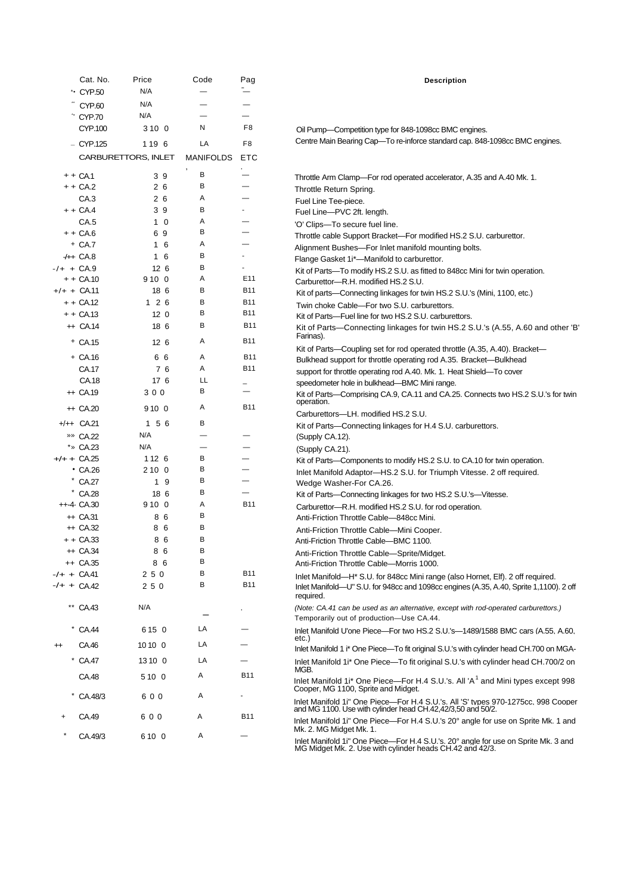| Cat. No. | Price | Code | Pag | Description |
|---|---|---|---|---|
| *• CYP.50 | N/A | — | — | |
| ¨ CYP.60 | N/A | — | — | |
| ^ CYP.70 | N/A | — | — | |
| CYP.100 | 3 10 0 | N | F8 | Oil Pump—Competition type for 848-1098cc BMC engines. |
| – CYP.125 | 1 19 6 | LA | F8 | Centre Main Bearing Cap—To re-inforce standard cap. 848-1098cc BMC engines. |
| CARBURETTORS, INLET | | MANIFOLDS | ETC | |
| + + CA.1 | 3 9 | B | — | Throttle Arm Clamp—For rod operated accelerator, A.35 and A.40 Mk. 1. |
| + + CA.2 | 2 6 | B | — | Throttle Return Spring. |
| CA.3 | 2 6 | A | — | Fuel Line Tee-piece. |
| + + CA.4 | 3 9 | B | - | Fuel Line—PVC 2ft. length. |
| CA.5 | 1 0 | A | — | 'O' Clips—To secure fuel line. |
| + + CA.6 | 6 9 | B | — | Throttle cable Support Bracket—For modified HS.2 S.U. carburettor. |
| + CA.7 | 1 6 | A | — | Alignment Bushes—For Inlet manifold mounting bolts. |
| -/++ CA.8 | 1 6 | B | - | Flange Gasket 1i*—Manifold to carburettor. |
| -/+ + CA.9 | 12 6 | B | - | Kit of Parts—To modify HS.2 S.U. as fitted to 848cc Mini for twin operation. |
| + + CA.10 | 9 10 0 | A | E11 | Carburettor—R.H. modified HS.2 S.U. |
| +/+ + CA.11 | 18 6 | B | B11 | Kit of parts—Connecting linkages for twin HS.2 S.U.'s (Mini, 1100, etc.) |
| + + CA.12 | 1 2 6 | B | B11 | Twin choke Cable—For two S.U. carburettors. |
| + + CA.13 | 12 0 | B | B11 | Kit of Parts—Fuel line for two HS.2 S.U. carburettors. |
| ++ CA.14 | 18 6 | B | B11 | Kit of Parts—Connecting linkages for twin HS.2 S.U.'s (A.55, A.60 and other 'B' Farinas). |
| + CA.15 | 12 6 | A | B11 | Kit of Parts—Coupling set for rod operated throttle (A.35, A.40). Bracket— |
| + CA.16 | 6 6 | A | B11 | Bulkhead support for throttle operating rod A.35. Bracket—Bulkhead |
| CA.17 | 7 6 | A | B11 | support for throttle operating rod A.40. Mk. 1. Heat Shield—To cover |
| CA.18 | 17 6 | LL | _ | speedometer hole in bulkhead—BMC Mini range. |
| ++ CA.19 | 3 0 0 | B | — | Kit of Parts—Comprising CA.9, CA.11 and CA.25. Connects two HS.2 S.U.'s for twin operation. |
| ++ CA.20 | 9 10 0 | A | B11 | Carburettors—LH. modified HS.2 S.U. |
| +/++ CA.21 | 1 5 6 | B | | Kit of Parts—Connecting linkages for H.4 S.U. carburettors. |
| »» CA.22 | N/A | — | — | (Supply CA.12). |
| *» CA.23 | N/A | — | — | (Supply CA.21). |
| +/+ + CA.25 | 1 12 6 | B | — | Kit of Parts—Components to modify HS.2 S.U. to CA.10 for twin operation. |
| • CA.26 | 2 10 0 | B | — | Inlet Manifold Adaptor—HS.2 S.U. for Triumph Vitesse. 2 off required. |
| * CA.27 | 1 9 | B | — | Wedge Washer-For CA.26. |
| * CA.28 | 18 6 | B | — | Kit of Parts—Connecting linkages for two HS.2 S.U.'s—Vitesse. |
| ++-4- CA.30 | 9 10 0 | A | B11 | Carburettor—R.H. modified HS.2 S.U. for rod operation. |
| ++ CA.31 | 8 6 | B | | Anti-Friction Throttle Cable—848cc Mini. |
| ++ CA.32 | 8 6 | B | | Anti-Friction Throttle Cable—Mini Cooper. |
| + + CA.33 | 8 6 | B | | Anti-Friction Throttle Cable—BMC 1100. |
| ++ CA.34 | 8 6 | B | | Anti-Friction Throttle Cable—Sprite/Midget. |
| ++ CA.35 | 8 6 | B | | Anti-Friction Throttle Cable—Morris 1000. |
| -/+ + CA.41 | 2 5 0 | B | B11 | Inlet Manifold—H* S.U. for 848cc Mini range (also Hornet, Elf). 2 off required. |
| -/+ + CA.42 | 2 5 0 | B | B11 | Inlet Manifold—U" S.U. for 948cc and 1098cc engines (A.35, A.40, Sprite 1,1100). 2 off required. |
| | | | | *(Note: CA.41 can be used as an alternative, except with rod-operated carburettors.)* |
| ** CA.43 | N/A | — | . | Temporarily out of production—Use CA.44. |
| * CA.44 | 6 15 0 | LA | — | Inlet Manifold U'one Piece—For two HS.2 S.U.'s—1489/1588 BMC cars (A.55, A.60, etc.) |
| ++ CA.46 | 10 10 0 | LA | — | Inlet Manifold 1 i* One Piece—To fit original S.U.'s with cylinder head CH.700 on MGA- |
| * CA.47 | 13 10 0 | LA | — | Inlet Manifold 1i* One Piece—To fit original S.U.'s with cylinder head CH.700/2 on MGB. |
| CA.48 | 5 10 0 | A | B11 | Inlet Manifold 1i* One Piece—For H.4 S.U.'s. All 'A'[1] and Mini types except 998 Cooper, MG 1100, Sprite and Midget. |
| * CA.48/3 | 6 0 0 | A | - | Inlet Manifold 1i" One Piece—For H.4 S.U.'s. All 'S' types 970-1275cc, 998 Cooper and MG 1100. Use with cylinder head CH.42,42/3,50 and 50/2. |
| + CA.49 | 6 0 0 | A | B11 | Inlet Manifold 1i" One Piece—For H.4 S.U.'s 20° angle for use on Sprite Mk. 1 and Mk. 2. MG Midget Mk. 1. |
| * CA.49/3 | 6 10 0 | A | — | Inlet Manifold 1i" One Piece—For H.4 S.U.'s. 20° angle for use on Sprite Mk. 3 and MG Midget Mk. 2. Use with cylinder heads CH.42 and 42/3. |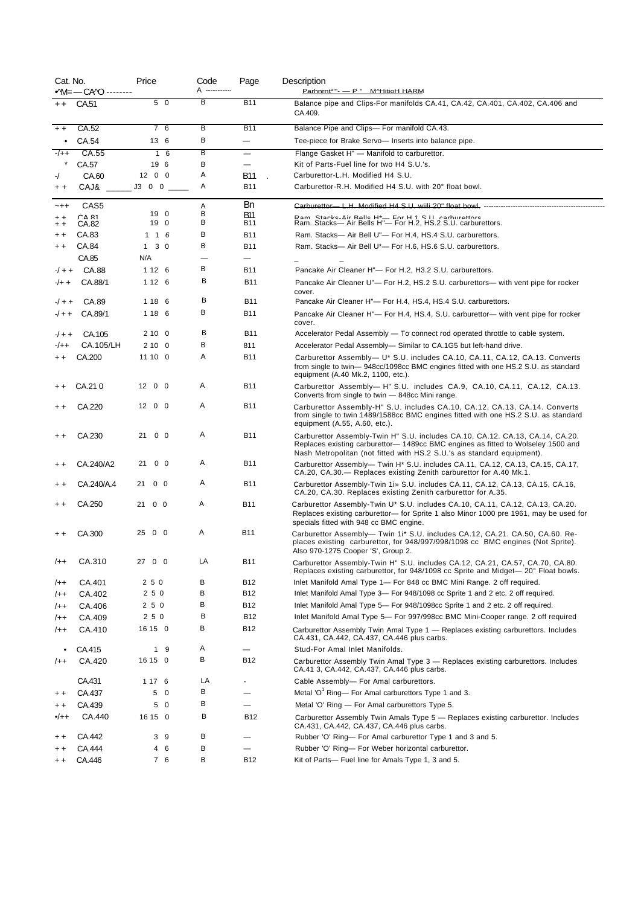| | Cat. No. | Price | Code | Page | Description |
|---|---|---|---|---|---|
| | •^M=— CA^O -------- | | A ----------- | | Parhnrnt*"- — P " M^HitioH HARM |
| + + | CA.51 | 5 0 | B | B11 | Balance pipe and Clips-For manifolds CA.41, CA.42, CA.401, CA.402, CA.406 and CA.409. |
| + + | CA.52 | 7 6 | B | B11 | Balance Pipe and Clips— For manifold CA.43. |
| • | CA.54 | 13 6 | B | — | Tee-piece for Brake Servo— Inserts into balance pipe. |
| -/++ | CA.55 | 1 6 | B | — | Flange Gasket H" — Manifold to carburettor. |
| * | CA.57 | 19 6 | B | — | Kit of Parts-Fuel line for two H4 S.U.'s. |
| -/ | CA.60 | 12 0 0 | A | B11 | Carburettor-L.H. Modified H4 S.U. |
| + + | CAJ& | J3 0 0 | A | B11 | Carburettor-R.H. Modified H4 S.U. with 20° float bowl. |
| ~++ | CAS5 | | A | Bn | Carburettor— L.H. Modified H4 S.U. wiili 20" float bowl. |
| + + | CA 81 | 19 0 | B | B11 | Ram. Stacks-Air Bells H*— For H.1 S.U. carburettors. |
| + + | CA.82 | 19 0 | B | B11 | Ram. Stacks— Air Bells H"— For H.2, HS.2 S.U. carburettors. |
| + + | CA.83 | 1 1 6 | B | B11 | Ram. Stacks— Air Bell U"— For H.4, HS.4 S.U. carburettors. |
| + + | CA.84 | 1 3 0 | B | B11 | Ram. Stacks— Air Bell U*— For H.6, HS.6 S.U. carburettors. |
| | CA.85 | N/A | — | — | _ _ |
| -/ + + | CA.88 | 1 12 6 | B | B11 | Pancake Air Cleaner H"— For H.2, H3.2 S.U. carburettors. |
| -/+ + | CA.88/1 | 1 12 6 | B | B11 | Pancake Air Cleaner U"— For H.2, HS.2 S.U. carburettors— with vent pipe for rocker cover. |
| -/ + + | CA.89 | 1 18 6 | B | B11 | Pancake Air Cleaner H"— For H.4, HS.4, HS.4 S.U. carburettors. |
| -/ + + | CA.89/1 | 1 18 6 | B | B11 | Pancake Air Cleaner H"— For H.4, HS.4, S.U. carburettor— with vent pipe for rocker cover. |
| -/ + + | CA.105 | 2 10 0 | B | B11 | Accelerator Pedal Assembly — To connect rod operated throttle to cable system. |
| -/++ | CA.105/LH | 2 10 0 | B | 811 | Accelerator Pedal Assembly— Similar to CA.1G5 but left-hand drive. |
| + + | CA.200 | 11 10 0 | A | B11 | Carburettor Assembly— U* S.U. includes CA.10, CA.11, CA.12, CA.13. Converts from single to twin— 948cc/1098cc BMC engines fitted with one HS.2 S.U. as standard equipment (A.40 Mk.2, 1100, etc.). |
| + + | CA.21 0 | 12 0 0 | A | B11 | Carburettor Assembly— H" S.U. includes CA.9, CA.10, CA.11, CA.12, CA.13. Converts from single to twin — 848cc Mini range. |
| + + | CA.220 | 12 0 0 | A | B11 | Carburettor Assembly-H" S.U. includes CA.10, CA.12, CA.13, CA.14. Converts from single to twin 1489/1588cc BMC engines fitted with one HS.2 S.U. as standard equipment (A.55, A.60, etc.). |
| + + | CA.230 | 21 0 0 | A | B11 | Carburettor Assembly-Twin H" S.U. includes CA.10, CA.12. CA.13, CA.14, CA.20. Replaces existing carburettor— 1489cc BMC engines as fitted to Wolseley 1500 and Nash Metropolitan (not fitted with HS.2 S.U.'s as standard equipment). |
| + + | CA.240/A2 | 21 0 0 | A | B11 | Carburettor Assembly— Twin H* S.U. includes CA.11, CA.12, CA.13, CA.15, CA.17, CA.20, CA.30.— Replaces existing Zenith carburettor for A.40 Mk.1. |
| + + | CA.240/A.4 | 21 0 0 | A | B11 | Carburettor Assembly-Twin 1i» S.U. includes CA.11, CA.12, CA.13, CA.15, CA.16, CA.20, CA.30. Replaces existing Zenith carburettor for A.35. |
| + + | CA.250 | 21 0 0 | A | B11 | Carburettor Assembly-Twin U* S.U. includes CA.10, CA.11, CA.12, CA.13, CA.20. Replaces existing carburettor— for Sprite 1 also Minor 1000 pre 1961, may be used for specials fitted with 948 cc BMC engine. |
| + + | CA.300 | 25 0 0 | A | B11 | Carburettor Assembly— Twin 1i* S.U. includes CA.12, CA.21. CA.50, CA.60. Re-places existing carburettor, for 948/997/998/1098 cc BMC engines (Not Sprite). Also 970-1275 Cooper 'S', Group 2. |
| /++ | CA.310 | 27 0 0 | LA | B11 | Carburettor Assembly-Twin H" S.U. includes CA.12, CA.21, CA.57, CA.70, CA.80. Replaces existing carburettor, for 948/1098 cc Sprite and Midget— 20° Float bowls. |
| /++ | CA.401 | 2 5 0 | B | B12 | Inlet Manifold Amal Type 1— For 848 cc BMC Mini Range. 2 off required. |
| /++ | CA.402 | 2 5 0 | B | B12 | Inlet Manifold Amal Type 3— For 948/1098 cc Sprite 1 and 2 etc. 2 off required. |
| /++ | CA.406 | 2 5 0 | B | B12 | Inlet Manifold Amal Type 5— For 948/1098cc Sprite 1 and 2 etc. 2 off required. |
| /++ | CA.409 | 2 5 0 | B | B12 | Inlet Manifold Amal Type 5— For 997/998cc BMC Mini-Cooper range. 2 off required |
| /++ | CA.410 | 16 15 0 | B | B12 | Carburettor Assembly Twin Amal Type 1 — Replaces existing carburettors. Includes CA.431, CA.442, CA.437, CA.446 plus carbs. |
| • | CA.415 | 1 9 | A | — | Stud-For Amal Inlet Manifolds. |
| /++ | CA.420 | 16 15 0 | B | B12 | Carburettor Assembly Twin Amal Type 3 — Replaces existing carburettors. Includes CA.41 3, CA.442, CA.437, CA.446 plus carbs. |
| | CA.431 | 1 17 6 | LA | - | Cable Assembly— For Amal carburettors. |
| + + | CA.437 | 5 0 | B | — | Metal 'O' Ring— For Amal carburettors Type 1 and 3. |
| + + | CA.439 | 5 0 | B | — | Metal 'O' Ring — For Amal carburettors Type 5. |
| •/++ | CA.440 | 16 15 0 | B | B12 | Carburettor Assembly Twin Amals Type 5 — Replaces existing carburettor. Includes CA.431, CA.442, CA.437, CA.446 plus carbs. |
| + + | CA.442 | 3 9 | B | — | Rubber 'O' Ring— For Amal carburettor Type 1 and 3 and 5. |
| + + | CA.444 | 4 6 | B | — | Rubber 'O' Ring— For Weber horizontal carburettor. |
| + + | CA.446 | 7 6 | B | B12 | Kit of Parts— Fuel line for Amals Type 1, 3 and 5. |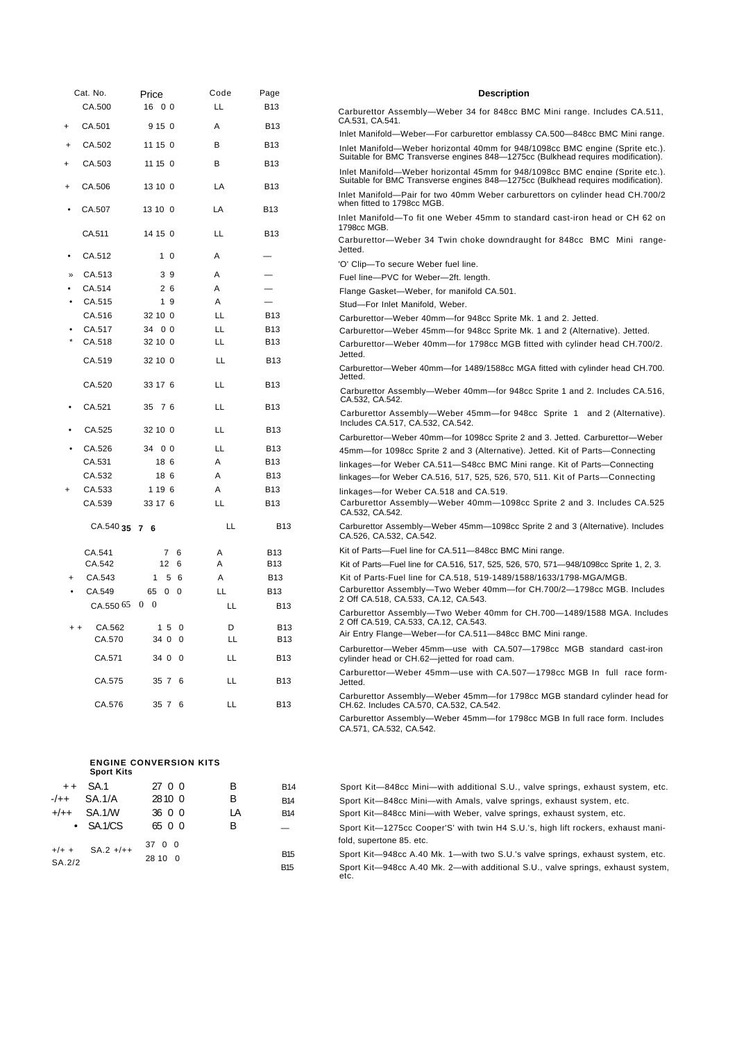| | Cat. No. | Price | Code | Page | Description |
|---|---|---|---|---|---|
| | CA.500 | 16 0 0 | LL | B13 | Carburettor Assembly—Weber 34 for 848cc BMC Mini range. Includes CA.511, CA.531, CA.541. |
| + | CA.501 | 9 15 0 | A | B13 | Inlet Manifold—Weber—For carburettor emblassy CA.500—848cc BMC Mini range. |
| + | CA.502 | 11 15 0 | B | B13 | Inlet Manifold—Weber horizontal 40mm for 948/1098cc BMC engine (Sprite etc.). Suitable for BMC Transverse engines 848—1275cc (Bulkhead requires modification). |
| + | CA.503 | 11 15 0 | B | B13 | Inlet Manifold—Weber horizontal 45mm for 948/1098cc BMC engine (Sprite etc.). Suitable for BMC Transverse engines 848—1275cc (Bulkhead requires modification). |
| + | CA.506 | 13 10 0 | LA | B13 | Inlet Manifold—Pair for two 40mm Weber carburettors on cylinder head CH.700/2 when fitted to 1798cc MGB. |
| • | CA.507 | 13 10 0 | LA | B13 | Inlet Manifold—To fit one Weber 45mm to standard cast-iron head or CH 62 on 1798cc MGB. |
| | CA.511 | 14 15 0 | LL | B13 | Carburettor—Weber 34 Twin choke downdraught for 848cc BMC Mini range-Jetted. |
| • | CA.512 | 1 0 | A | — | 'O' Clip—To secure Weber fuel line. |
| » | CA.513 | 3 9 | A | — | Fuel line—PVC for Weber—2ft. length. |
| • | CA.514 | 2 6 | A | — | Flange Gasket—Weber, for manifold CA.501. |
| • | CA.515 | 1 9 | A | — | Stud—For Inlet Manifold, Weber. |
| | CA.516 | 32 10 0 | LL | B13 | Carburettor—Weber 40mm—for 948cc Sprite Mk. 1 and 2. Jetted. |
| • | CA.517 | 34 0 0 | LL | B13 | Carburettor—Weber 45mm—for 948cc Sprite Mk. 1 and 2 (Alternative). Jetted. |
| * | CA.518 | 32 10 0 | LL | B13 | Carburettor—Weber 40mm—for 1798cc MGB fitted with cylinder head CH.700/2. Jetted. |
| | CA.519 | 32 10 0 | LL | B13 | Carburettor—Weber 40mm—for 1489/1588cc MGA fitted with cylinder head CH.700. Jetted. |
| | CA.520 | 33 17 6 | LL | B13 | Carburettor Assembly—Weber 40mm—for 948cc Sprite 1 and 2. Includes CA.516, CA.532, CA.542. |
| • | CA.521 | 35 7 6 | LL | B13 | Carburettor Assembly—Weber 45mm—for 948cc Sprite 1 and 2 (Alternative). Includes CA.517, CA.532, CA.542. |
| • | CA.525 | 32 10 0 | LL | B13 | Carburettor—Weber 40mm—for 1098cc Sprite 2 and 3. Jetted. |
| • | CA.526 | 34 0 0 | LL | B13 | Carburettor—Weber 45mm—for 1098cc Sprite 2 and 3 (Alternative). Jetted. |
| | CA.531 | 18 6 | A | B13 | Kit of Parts—Connecting linkages—for Weber CA.511—S48cc BMC Mini range. |
| | CA.532 | 18 6 | A | B13 | Kit of Parts—Connecting linkages—for Weber CA.516, 517, 525, 526, 570, 511. |
| + | CA.533 | 1 19 6 | A | B13 | Kit of Parts—Connecting linkages—for Weber CA.518 and CA.519. |
| | CA.539 | 33 17 6 | LL | B13 | Carburettor Assembly—Weber 40mm—1098cc Sprite 2 and 3. Includes CA.525 CA.532, CA.542. |
| | CA.540 | 35 7 6 | LL | B13 | Carburettor Assembly—Weber 45mm—1098cc Sprite 2 and 3 (Alternative). Includes CA.526, CA.532, CA.542. |
| | CA.541 | 7 6 | A | B13 | Kit of Parts—Fuel line for CA.511—848cc BMC Mini range. |
| | CA.542 | 12 6 | A | B13 | Kit of Parts—Fuel line for CA.516, 517, 525, 526, 570, 571—948/1098cc Sprite 1, 2, 3. |
| + | CA.543 | 1 5 6 | A | B13 | Kit of Parts-Fuel line for CA.518, 519-1489/1588/1633/1798-MGA/MGB. |
| • | CA.549 | 65 0 0 | LL | B13 | Carburettor Assembly—Two Weber 40mm—for CH.700/2—1798cc MGB. Includes 2 Off CA.518, CA.533, CA.12, CA.543. |
| | CA.550 | 65 0 0 | LL | B13 | Carburettor Assembly—Two Weber 40mm for CH.700—1489/1588 MGA. Includes 2 Off CA.519, CA.533, CA.12, CA.543. |
| + + | CA.562 | 1 5 0 | D | B13 | Air Entry Flange—Weber—for CA.511—848cc BMC Mini range. |
| | CA.570 | 34 0 0 | LL | B13 | Carburettor—Weber 45mm—use with CA.507—1798cc MGB standard cast-iron cylinder head or CH.62—jetted for road cam. |
| | CA.571 | 34 0 0 | LL | B13 | Carburettor—Weber 45mm—use with CA.507—1798cc MGB In full race form-Jetted. |
| | CA.575 | 35 7 6 | LL | B13 | Carburettor Assembly—Weber 45mm—for 1798cc MGB standard cylinder head for CH.62. Includes CA.570, CA.532, CA.542. |
| | CA.576 | 35 7 6 | LL | B13 | Carburettor Assembly—Weber 45mm—for 1798cc MGB In full race form. Includes CA.571, CA.532, CA.542. |

## ENGINE CONVERSION KITS

### Sport Kits

| | Cat. No. | Price | Code | Page | Description |
|---|---|---|---|---|---|
| + + | SA.1 | 27 0 0 | B | B14 | Sport Kit—848cc Mini—with additional S.U., valve springs, exhaust system, etc. |
| -/++ | SA.1/A | 28 10 0 | B | B14 | Sport Kit—848cc Mini—with Amals, valve springs, exhaust system, etc. |
| +/++ | SA.1/W | 36 0 0 | LA | B14 | Sport Kit—848cc Mini—with Weber, valve springs, exhaust system, etc. |
| • | SA.1/CS | 65 0 0 | B | — | Sport Kit—1275cc Cooper'S' with twin H4 S.U.'s, high lift rockers, exhaust manifold, supertone 85. etc. |
| +/+ + | SA.2 | 37 0 0 | | B15 | Sport Kit—948cc A.40 Mk. 1—with two S.U.'s valve springs, exhaust system, etc. |
| +/++ | SA.2/2 | 28 10 0 | | B15 | Sport Kit—948cc A.40 Mk. 2—with additional S.U., valve springs, exhaust system, etc. |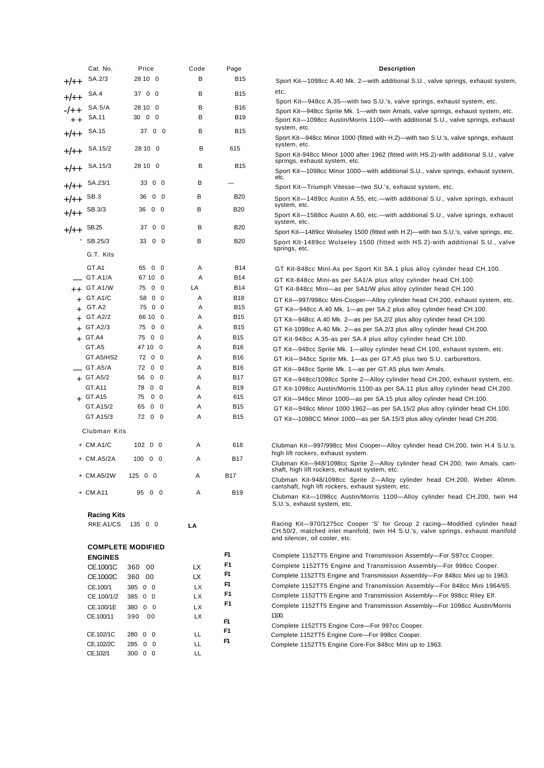| | Cat. No. | Price | Code | Page | Description |
|---|---|---|---|---|---|
| +/++ | SA.2/3 | 28 10 0 | B | B15 | Sport Kit—1098cc A.40 Mk. 2—with additional S.U., valve springs, exhaust system, etc. |
| +/++ | SA.4 | 37 0 0 | B | B15 | Sport Kit—948cc A.35—with two S.U.'s, valve springs, exhaust system, etc. |
| -/++ | SA.5/A | 28 10 0 | B | B16 | Sport Kit—948cc Sprite Mk. 1—with twin Amals, valve springs, exhaust system, etc. |
| ++ | SA.11 | 30 0 0 | B | B19 | Sport Kit—1098cc Austin/Morris 1100—with additional S.U., valve springs, exhaust system, etc. |
| +/++ | SA.15 | 37 0 0 | B | B15 | Sport Kit—948cc Minor 1000 (fitted with H.2)—with two S.U.'s, valve springs, exhaust system, etc. |
| +/++ | SA.15/2 | 28 10 0 | B | 615 | Sport Kit-948cc Minor 1000 after 1962 (fitted with HS.2)-wlth additional S.U., valve springs, exhaust system, etc. |
| +/++ | SA.15/3 | 28 10 0 | B | B15 | Sport Kit—1098cc Minor 1000—with additional S.U., valve springs, exhaust system, etc. |
| +/++ | SA.23/1 | 33 0 0 | B | — | Sport Kit—Triumph Vitesse—two SU.'s, exhaust system, etc. |
| +/++ | SB.3 | 36 0 0 | B | B20 | Sport Kit—1489cc Austin A.55, etc.—with additional S.U., valve springs, exhaust system, etc. |
| +/++ | SB.3/3 | 36 0 0 | B | B20 | Sport Kit—1588cc Austin A.60, etc.—with additional S.U., valve springs, exhaust system, etc. |
| +/++ | SB.25 | 37 0 0 | B | B20 | Sport Kit—1489cc Wolseley 1500 (fitted with H.2)—with two S.U.'s, valve springs, etc. |
| * | SB.25/3 | 33 0 0 | B | B20 | Sport Klt-1489cc Wolseley 1500 (fitted with HS.2)-with additional S.U., valve springs, etc. |
| | **G.T. Kits** | | | | |
| | GT.A1 | 65 0 0 | A | B14 | GT Kit-848cc Minl-As per Sport Kit SA.1 plus alloy cylinder head CH.100. |
| — | GT.A1/A | 67 10 0 | A | B14 | GT Klt-848cc Mini-as per SA1/A plus alloy cylinder head CH.100. |
| ++ | GT.A1/W | 75 0 0 | LA | B14 | GT Kit-848cc Mini—as per SA1/W plus alloy cylinder head CH.100. |
| + | GT.A1/C | 58 0 0 | A | B18 | GT Kit—997/998cc Mini-Cooper—Alloy cylinder head CH.200, exhaust system, etc. |
| + | GT.A2 | 75 0 0 | A | B15 | GT Kit—948cc A.40 Mk. 1—as per SA.2 plus alloy cylinder head CH.100. |
| + | GT.A2/2 | 66 10 0 | A | B15 | GT Kit—948cc A.40 Mk. 2—as per SA.2/2 plus alloy cylinder head CH.100. |
| + | GT.A2/3 | 75 0 0 | A | B15 | GT Kit-1098cc A.40 Mk. 2—as per SA.2/3 plus alloy cylinder head CH.200. |
| + | GT.A4 | 75 0 0 | A | B15 | GT Kit-948cc A.35-as per SA.4 plus alloy cylinder head CH.100. |
| | GT.A5 | 47 10 0 | A | B16 | GT Kit—948cc Sprite Mk. 1—alloy cylinder head CH.100, exhaust system, etc. |
| | GT.A5/HS2 | 72 0 0 | A | B16 | GT Kit—948cc Sprite Mk. 1—as per GT.A5 plus two S.U. carburettors. |
| — | GT.A5/A | 72 0 0 | A | B16 | GT Kit—948cc Sprite Mk. 1—as per GT.A5 plus twin Amals. |
| + | GT.A5/2 | 56 0 0 | A | B17 | GT Kit—948cc/1098cc Sprite 2—Alloy cylinder head CH.200, exhaust system, etc. |
| | GT.A11 | 78 0 0 | A | B19 | GT Kit-1098cc Austin/Morris 1100-as per SA.11 plus alloy cylinder head CH.200. |
| + | GT.A15 | 75 0 0 | A | 615 | GT Kit—948cc Minor 1000—as per SA.15 plus alloy cylinder head CH.100. |
| | GT.A15/2 | 65 0 0 | A | B15 | GT Kit—948cc Minor 1000 1962—as per SA.15/2 plus alloy cylinder head CH.100. |
| | GT.A15/3 | 72 0 0 | A | B15 | GT Kit—1098CC Minor 1000—as per SA.15/3 plus alloy cylinder head CH.200. |
| | **Clubman Kits** | | | | |
| + | CM.A1/C | 102 0 0 | A | 618 | Clubman Kit—997/998cc Mini Cooper—Alloy cylinder head CH.200, twin H.4 S.U.'s. high lift rockers, exhaust system. |
| + | CM.A5/2A | 100 0 0 | A | B17 | Clubman Kit—948/1098cc Sprite 2—Alloy cylinder head CH.200, twin Amals, camshaft, high lift rockers, exhaust system, etc. |
| + | CM.A5/2W | 125 0 0 | A | B17 | Clubman Kit-948/1098cc Sprite 2—Alloy cylinder head CH.200, Weber 40mm. camshaft, high lift rockers, exhaust system, etc. |
| + | CM.A11 | 95 0 0 | A | B19 | Clubman Kit—1098cc Austin/Morris 1100—Alloy cylinder head CH.200, twin H4 S.U.'s, exhaust system, etc. |
| | **Racing Kits** | | | | |
| | RKE.A1/CS | 135 0 0 | LA | | Racing Kit—970/1275cc Cooper 'S' for Group 2 racing—Modified cylinder head CH.50/2, matched inlet manifold, twin H4 S.U.'s, valve springs, exhaust manifold and silencer, oil cooler, etc. |
| | **COMPLETE MODIFIED ENGINES** | | | | |
| | CE.100/1C | 360 0 0 | LX | F1 | Complete 1152TT5 Engine and Transmission Assembly—For S97cc Cooper. |
| | CE.100/2C | 360 0 0 | LX | F1 | Complete 1152TT5 Engine and Transmission Assembly—For 998cc Cooper. |
| | CE.100/1 | 385 0 0 | LX | F1 | Complete 1152TT5 Engine and Transmission Assembly—For 848cc Mini up to 1963. |
| | CE.100/1/2 | 385 0 0 | LX | F1 | Complete 1152TT5 Engine and Transmission Assembly—For 848cc Mini 1964/65. |
| | CE.100/1E | 380 0 0 | LX | F1 | Complete 1152TT5 Engine and Transmission Assembly—For 998cc Riley Elf. |
| | CE.100/11 | 390 0 0 | LX | F1 | Complete 1152TT5 Engine and Transmission Assembly—For 1098cc Austin/Morris 1100. |
| | CE.102/1C | 280 0 0 | LL | F1 | Complete 1152TT5 Engine Core—For 997cc Cooper. |
| | CE.102/2C | 285 0 0 | LL | F1 | Complete 1152TT5 Engine Core—For 998cc Cooper. |
| | CE.102/1 | 300 0 0 | LL | F1 | Complete 1152TT5 Engine Core-For 848cc Mini up to 1963. |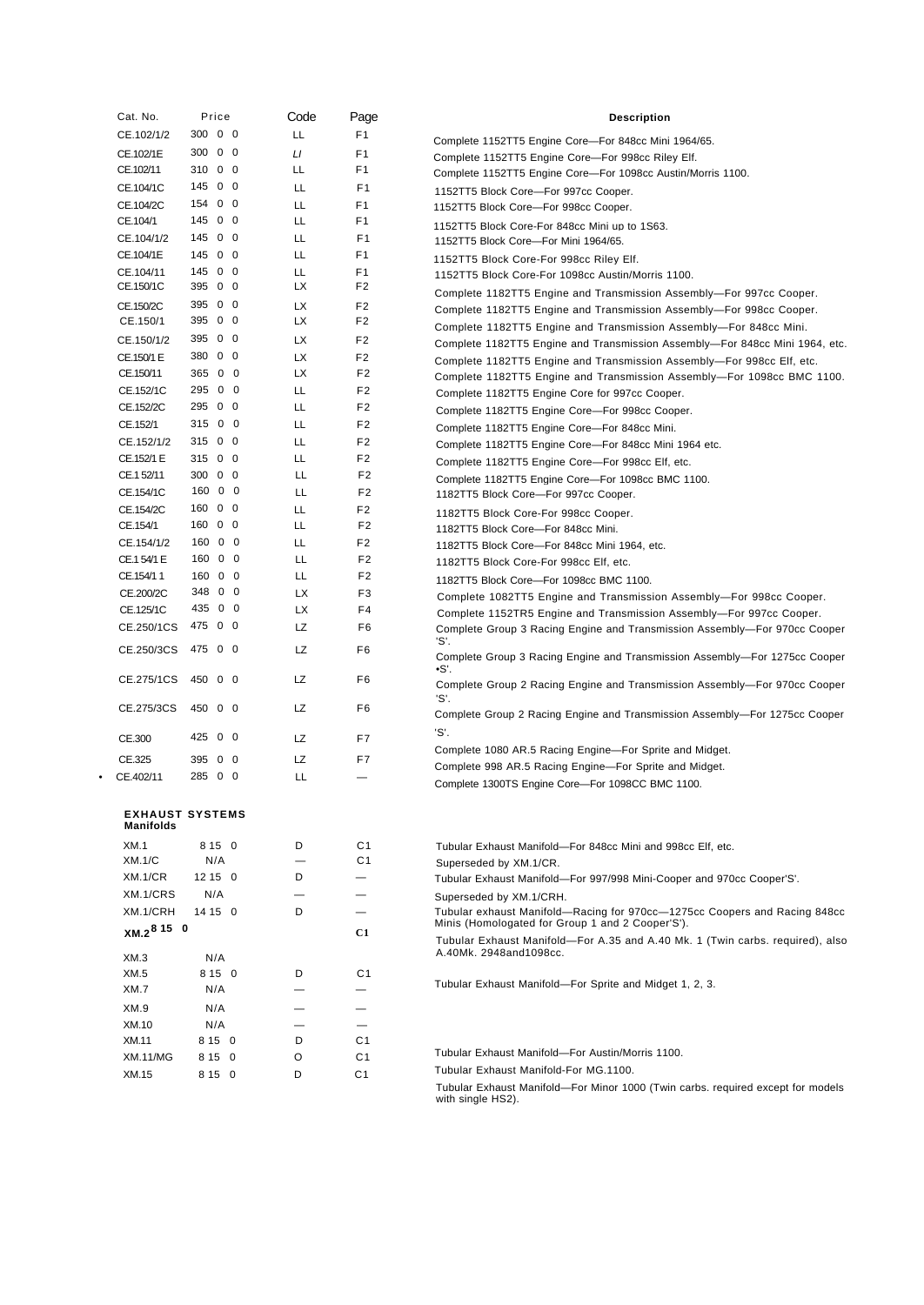| Cat. No. | Price | Code | Page | Description |
|---|---|---|---|---|
| CE.102/1/2 | 300 0 0 | LL | F1 | Complete 1152TT5 Engine Core—For 848cc Mini 1964/65. |
| CE.102/1E | 300 0 0 | LI | F1 | Complete 1152TT5 Engine Core—For 998cc Riley Elf. |
| CE.102/11 | 310 0 0 | LL | F1 | Complete 1152TT5 Engine Core—For 1098cc Austin/Morris 1100. |
| CE.104/1C | 145 0 0 | LL | F1 | 1152TT5 Block Core—For 997cc Cooper. |
| CE.104/2C | 154 0 0 | LL | F1 | 1152TT5 Block Core—For 998cc Cooper. |
| CE.104/1 | 145 0 0 | LL | F1 | 1152TT5 Block Core-For 848cc Mini up to 1S63. |
| CE.104/1/2 | 145 0 0 | LL | F1 | 1152TT5 Block Core—For Mini 1964/65. |
| CE.104/1E | 145 0 0 | LL | F1 | 1152TT5 Block Core-For 998cc Riley Elf. |
| CE.104/11 | 145 0 0 | LL | F1 | 1152TT5 Block Core-For 1098cc Austin/Morris 1100. |
| CE.150/1C | 395 0 0 | LX | F2 | Complete 1182TT5 Engine and Transmission Assembly—For 997cc Cooper. |
| CE.150/2C | 395 0 0 | LX | F2 | Complete 1182TT5 Engine and Transmission Assembly—For 998cc Cooper. |
| CE.150/1 | 395 0 0 | LX | F2 | Complete 1182TT5 Engine and Transmission Assembly—For 848cc Mini. |
| CE.150/1/2 | 395 0 0 | LX | F2 | Complete 1182TT5 Engine and Transmission Assembly—For 848cc Mini 1964, etc. |
| CE.150/1 E | 380 0 0 | LX | F2 | Complete 1182TT5 Engine and Transmission Assembly—For 998cc Elf, etc. |
| CE.150/11 | 365 0 0 | LX | F2 | Complete 1182TT5 Engine and Transmission Assembly—For 1098cc BMC 1100. |
| CE.152/1C | 295 0 0 | LL | F2 | Complete 1182TT5 Engine Core for 997cc Cooper. |
| CE.152/2C | 295 0 0 | LL | F2 | Complete 1182TT5 Engine Core—For 998cc Cooper. |
| CE.152/1 | 315 0 0 | LL | F2 | Complete 1182TT5 Engine Core—For 848cc Mini. |
| CE.152/1/2 | 315 0 0 | LL | F2 | Complete 1182TT5 Engine Core—For 848cc Mini 1964 etc. |
| CE.152/1 E | 315 0 0 | LL | F2 | Complete 1182TT5 Engine Core—For 998cc Elf, etc. |
| CE.1 52/11 | 300 0 0 | LL | F2 | Complete 1182TT5 Engine Core—For 1098cc BMC 1100. |
| CE.154/1C | 160 0 0 | LL | F2 | 1182TT5 Block Core—For 997cc Cooper. |
| CE.154/2C | 160 0 0 | LL | F2 | 1182TT5 Block Core-For 998cc Cooper. |
| CE.154/1 | 160 0 0 | LL | F2 | 1182TT5 Block Core—For 848cc Mini. |
| CE.154/1/2 | 160 0 0 | LL | F2 | 1182TT5 Block Core—For 848cc Mini 1964, etc. |
| CE.1 54/1 E | 160 0 0 | LL | F2 | 1182TT5 Block Core-For 998cc Elf, etc. |
| CE.154/1 1 | 160 0 0 | LL | F2 | 1182TT5 Block Core—For 1098cc BMC 1100. |
| CE.200/2C | 348 0 0 | LX | F3 | Complete 1082TT5 Engine and Transmission Assembly—For 998cc Cooper. |
| CE.125/1C | 435 0 0 | LX | F4 | Complete 1152TR5 Engine and Transmission Assembly—For 997cc Cooper. |
| CE.250/1CS | 475 0 0 | LZ | F6 | Complete Group 3 Racing Engine and Transmission Assembly—For 970cc Cooper 'S'. |
| CE.250/3CS | 475 0 0 | LZ | F6 | Complete Group 3 Racing Engine and Transmission Assembly—For 1275cc Cooper •S'. |
| CE.275/1CS | 450 0 0 | LZ | F6 | Complete Group 2 Racing Engine and Transmission Assembly—For 970cc Cooper 'S'. |
| CE.275/3CS | 450 0 0 | LZ | F6 | Complete Group 2 Racing Engine and Transmission Assembly—For 1275cc Cooper 'S'. |
| CE.300 | 425 0 0 | LZ | F7 | Complete 1080 AR.5 Racing Engine—For Sprite and Midget. |
| CE.325 | 395 0 0 | LZ | F7 | Complete 998 AR.5 Racing Engine—For Sprite and Midget. |
| • CE.402/11 | 285 0 0 | LL | — | Complete 1300TS Engine Core—For 1098CC BMC 1100. |

## EXHAUST SYSTEMS

### Manifolds

| Cat. No. | Price | Code | Page | Description |
|---|---|---|---|---|
| XM.1 | 8 15 0 | D | C1 | Tubular Exhaust Manifold—For 848cc Mini and 998cc Elf, etc. |
| XM.1/C | N/A | — | C1 | Superseded by XM.1/CR. |
| XM.1/CR | 12 15 0 | D | — | Tubular Exhaust Manifold—For 997/998 Mini-Cooper and 970cc Cooper'S'. |
| XM.1/CRS | N/A | — | — | Superseded by XM.1/CRH. |
| XM.1/CRH | 14 15 0 | D | — | Tubular exhaust Manifold—Racing for 970cc—1275cc Coopers and Racing 848cc Minis (Homologated for Group 1 and 2 Cooper'S'). |
| XM.2 | 8 15 0 | | C1 | Tubular Exhaust Manifold—For A.35 and A.40 Mk. 1 (Twin carbs. required), also A.40Mk. 2948and1098cc. |
| XM.3 | N/A | | | |
| XM.5 | 8 15 0 | D | C1 | Tubular Exhaust Manifold—For Sprite and Midget 1, 2, 3. |
| XM.7 | N/A | — | — | |
| XM.9 | N/A | — | — | |
| XM.10 | N/A | — | — | |
| XM.11 | 8 15 0 | D | C1 | Tubular Exhaust Manifold—For Austin/Morris 1100. |
| XM.11/MG | 8 15 0 | O | C1 | Tubular Exhaust Manifold-For MG.1100. |
| XM.15 | 8 15 0 | D | C1 | Tubular Exhaust Manifold—For Minor 1000 (Twin carbs. required except for models with single HS2). |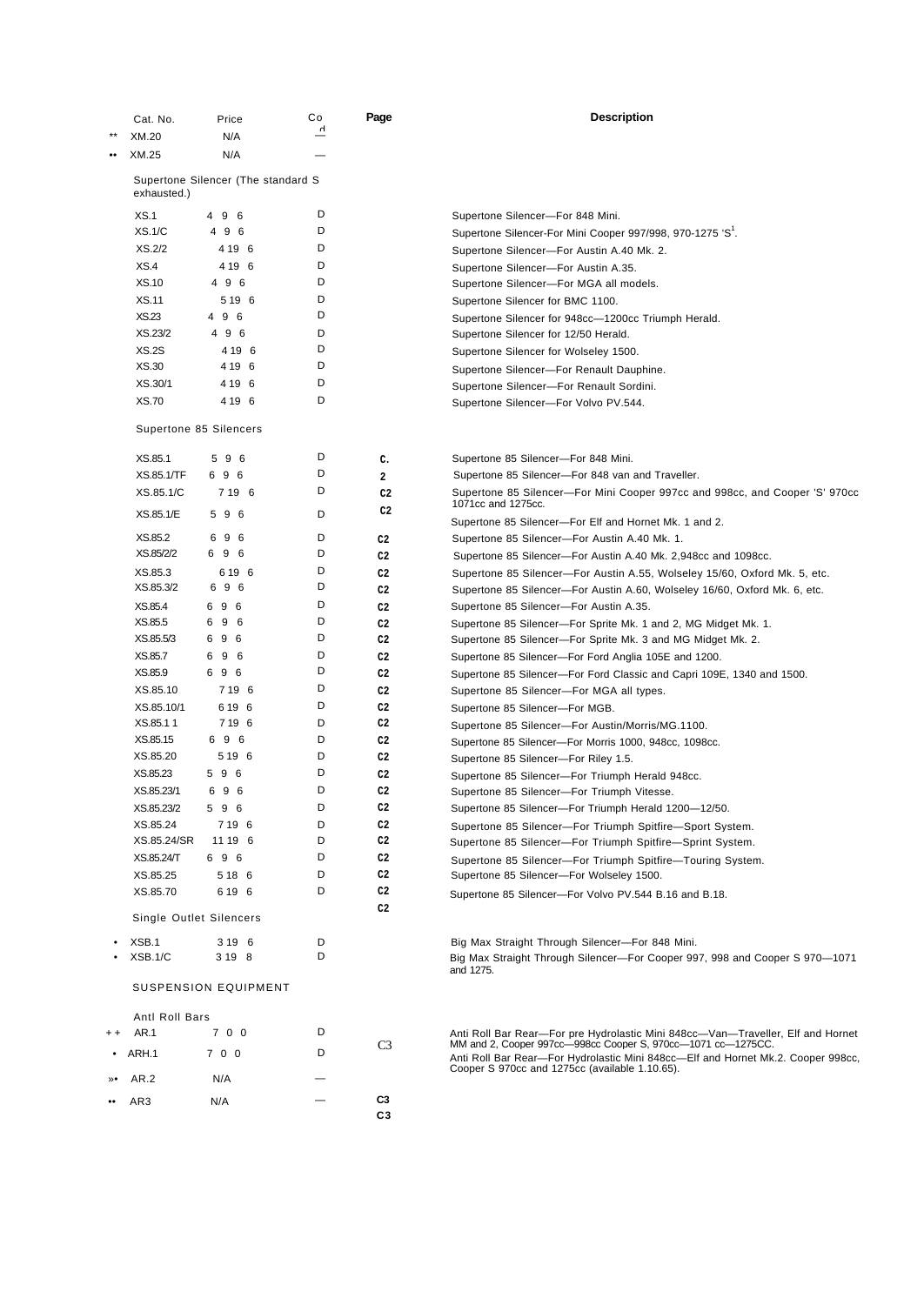| | Cat. No. | Price | Cod | Page | Description |
|---|---|---|---|---|---|
| ** | XM.20 | N/A | — | | |
| •• | XM.25 | N/A | — | | |

Supertone Silencer (The standard S exhausted.)

| Cat. No. | Price | Cod | Page | Description |
|---|---|---|---|---|
| XS.1 | 4 9 6 | D | | Supertone Silencer—For 848 Mini. |
| XS.1/C | 4 9 6 | D | | Supertone Silencer-For Mini Cooper 997/998, 970-1275 'S'. |
| XS.2/2 | 4 19 6 | D | | Supertone Silencer—For Austin A.40 Mk. 2. |
| XS.4 | 4 19 6 | D | | Supertone Silencer—For Austin A.35. |
| XS.10 | 4 9 6 | D | | Supertone Silencer—For MGA all models. |
| XS.11 | 5 19 6 | D | | Supertone Silencer for BMC 1100. |
| XS.23 | 4 9 6 | D | | Supertone Silencer for 948cc—1200cc Triumph Herald. |
| XS.23/2 | 4 9 6 | D | | Supertone Silencer for 12/50 Herald. |
| XS.2S | 4 19 6 | D | | Supertone Silencer for Wolseley 1500. |
| XS.30 | 4 19 6 | D | | Supertone Silencer—For Renault Dauphine. |
| XS.30/1 | 4 19 6 | D | | Supertone Silencer—For Renault Sordini. |
| XS.70 | 4 19 6 | D | | Supertone Silencer—For Volvo PV.544. |

Supertone 85 Silencers

| Cat. No. | Price | Cod | Page | Description |
|---|---|---|---|---|
| XS.85.1 | 5 9 6 | D | C. | Supertone 85 Silencer—For 848 Mini. |
| XS.85.1/TF | 6 9 6 | D | 2 | Supertone 85 Silencer—For 848 van and Traveller. |
| XS.85.1/C | 7 19 6 | D | C2 | Supertone 85 Silencer—For Mini Cooper 997cc and 998cc, and Cooper 'S' 970cc 1071cc and 1275cc. |
| XS.85.1/E | 5 9 6 | D | C2 | Supertone 85 Silencer—For Elf and Hornet Mk. 1 and 2. |
| XS.85.2 | 6 9 6 | D | C2 | Supertone 85 Silencer—For Austin A.40 Mk. 1. |
| XS.85/2/2 | 6 9 6 | D | C2 | Supertone 85 Silencer—For Austin A.40 Mk. 2,948cc and 1098cc. |
| XS.85.3 | 6 19 6 | D | C2 | Supertone 85 Silencer—For Austin A.55, Wolseley 15/60, Oxford Mk. 5, etc. |
| XS.85.3/2 | 6 9 6 | D | C2 | Supertone 85 Silencer—For Austin A.60, Wolseley 16/60, Oxford Mk. 6, etc. |
| XS.85.4 | 6 9 6 | D | C2 | Supertone 85 Silencer—For Austin A.35. |
| XS.85.5 | 6 9 6 | D | C2 | Supertone 85 Silencer—For Sprite Mk. 1 and 2, MG Midget Mk. 1. |
| XS.85.5/3 | 6 9 6 | D | C2 | Supertone 85 Silencer—For Sprite Mk. 3 and MG Midget Mk. 2. |
| XS.85.7 | 6 9 6 | D | C2 | Supertone 85 Silencer—For Ford Anglia 105E and 1200. |
| XS.85.9 | 6 9 6 | D | C2 | Supertone 85 Silencer—For Ford Classic and Capri 109E, 1340 and 1500. |
| XS.85.10 | 7 19 6 | D | C2 | Supertone 85 Silencer—For MGA all types. |
| XS.85.10/1 | 6 19 6 | D | C2 | Supertone 85 Silencer—For MGB. |
| XS.85.1 1 | 7 19 6 | D | C2 | Supertone 85 Silencer—For Austin/Morris/MG.1100. |
| XS.85.15 | 6 9 6 | D | C2 | Supertone 85 Silencer—For Morris 1000, 948cc, 1098cc. |
| XS.85.20 | 5 19 6 | D | C2 | Supertone 85 Silencer—For Riley 1.5. |
| XS.85.23 | 5 9 6 | D | C2 | Supertone 85 Silencer—For Triumph Herald 948cc. |
| XS.85.23/1 | 6 9 6 | D | C2 | Supertone 85 Silencer—For Triumph Vitesse. |
| XS.85.23/2 | 5 9 6 | D | C2 | Supertone 85 Silencer—For Triumph Herald 1200—12/50. |
| XS.85.24 | 7 19 6 | D | C2 | Supertone 85 Silencer—For Triumph Spitfire—Sport System. |
| XS.85.24/SR | 11 19 6 | D | C2 | Supertone 85 Silencer—For Triumph Spitfire—Sprint System. |
| XS.85.24/T | 6 9 6 | D | C2 | Supertone 85 Silencer—For Triumph Spitfire—Touring System. |
| XS.85.25 | 5 18 6 | D | C2 | Supertone 85 Silencer—For Wolseley 1500. |
| XS.85.70 | 6 19 6 | D | C2 | Supertone 85 Silencer—For Volvo PV.544 B.16 and B.18. |
| | | | C2 | |

Single Outlet Silencers

| | Cat. No. | Price | Cod | Description |
|---|---|---|---|---|
| • | XSB.1 | 3 19 6 | D | Big Max Straight Through Silencer—For 848 Mini. |
| • | XSB.1/C | 3 19 8 | D | Big Max Straight Through Silencer—For Cooper 997, 998 and Cooper S 970—1071 and 1275. |

SUSPENSION EQUIPMENT

Antl Roll Bars

| | Cat. No. | Price | Cod | Page | Description |
|---|---|---|---|---|---|
| + + | AR.1 | 7 0 0 | D | C3 | Anti Roll Bar Rear—For pre Hydrolastic Mini 848cc—Van—Traveller, Elf and Hornet MM and 2, Cooper 997cc—998cc Cooper S, 970cc—1071 cc—1275CC. |
| • | ARH.1 | 7 0 0 | D | | Anti Roll Bar Rear—For Hydrolastic Mini 848cc—Elf and Hornet Mk.2. Cooper 998cc, Cooper S 970cc and 1275cc (available 1.10.65). |
| »• | AR.2 | N/A | — | | |
| •• | AR3 | N/A | — | C3 | |
| | | | | C3 | |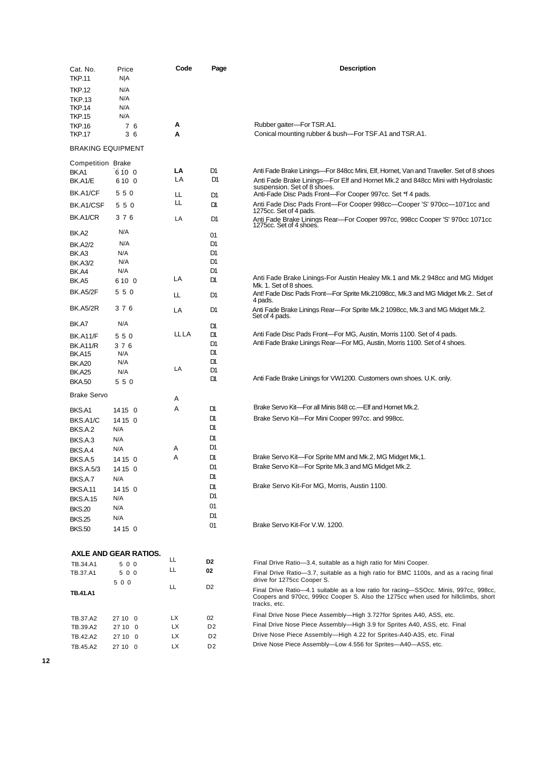| Cat. No. | Price | Code | Page | Description |
|---|---|---|---|---|
| TKP.11 | N/A | | | |
| TKP.12 | N/A | | | |
| TKP.13 | N/A | | | |
| TKP.14 | N/A | | | |
| TKP.15 | N/A | | | |
| TKP.16 | 7 6 | A | | Rubber gaiter—For TSR.A1. |
| TKP.17 | 3 6 | A | | Conical mounting rubber & bush—For TSF.A1 and TSR.A1. |
| **BRAKING EQUIPMENT** | | | | |
| Competition Brake | | | | |
| BK.A1 | 6 10 0 | LA | D1 | Anti Fade Brake Linings—For 848cc Mini, Elf, Hornet, Van and Traveller. Set of 8 shoes |
| BK.A1/E | 6 10 0 | LA | D1 | Anti Fade Brake Linings—For Elf and Hornet Mk.2 and 848cc Mini with Hydrolastic suspension. Set of 8 shoes. |
| BK.A1/CF | 5 5 0 | LL | D1 | Anti-Fade Disc Pads Front—For Cooper 997cc. Set *f 4 pads. |
| BK.A1/CSF | 5 5 0 | LL | D1 | Anti Fade Disc Pads Front—For Cooper 998cc—Cooper 'S' 970cc—1071cc and 1275cc. Set of 4 pads. |
| BK.A1/CR | 3 7 6 | LA | D1 | Anti Fade Brake Linings Rear—For Cooper 997cc, 998cc Cooper 'S' 970cc 1071cc 1275cc. Set of 4 shoes. |
| BK.A2 | N/A | | 01 | |
| BK.A2/2 | N/A | | D1 | |
| BK.A3 | N/A | | D1 | |
| BK.A3/2 | N/A | | D1 | |
| BK.A4 | N/A | | D1 | |
| BK.A5 | 6 10 0 | LA | D1 | Anti Fade Brake Linings-For Austin Healey Mk.1 and Mk.2 948cc and MG Midget Mk. 1. Set of 8 shoes. |
| BK.A5/2F | 5 5 0 | LL | D1 | Ant! Fade Disc Pads Front—For Sprite Mk.21098cc, Mk.3 and MG Midget Mk.2.. Set of 4 pads. |
| BK.A5/2R | 3 7 6 | LA | D1 | Anti Fade Brake Linings Rear—For Sprite Mk.2 1098cc, Mk.3 and MG Midget Mk.2. Set of 4 pads. |
| BK.A7 | N/A | | D1 | |
| BK.A11/F | 5 5 0 | LL LA | D1 | Anti Fade Disc Pads Front—For MG, Austin, Morris 1100. Set of 4 pads. |
| BK.A11/R | 3 7 6 | | D1 | Anti Fade Brake Linings Rear—For MG, Austin, Morris 1100. Set of 4 shoes. |
| BK.A15 | N/A | | D1 | |
| BK.A20 | N/A | | D1 | |
| BK.A25 | N/A | LA | D1 | |
| BKA.50 | 5 5 0 | | D1 | Anti Fade Brake Linings for VW1200. Customers own shoes. U.K. only. |
| Brake Servo | | A | | |
| BKS.A1 | 14 15 0 | A | D1 | Brake Servo Kit—For all Minis 848 cc.—Elf and Hornet Mk.2. |
| BKS.A1/C | 14 15 0 | | D1 | Brake Servo Kit—For Mini Cooper 997cc. and 998cc. |
| BKS.A.2 | N/A | | D1 | |
| BKS.A.3 | N/A | | D1 | |
| BKS.A.4 | N/A | A | D1 | |
| BKS.A.5 | 14 15 0 | A | D1 | Brake Servo Kit—For Sprite MM and Mk.2, MG Midget Mk,1. |
| BKS.A.5/3 | 14 15 0 | | D1 | Brake Servo Kit—For Sprite Mk.3 and MG Midget Mk.2. |
| BKS.A.7 | N/A | | D1 | |
| BKS.A.11 | 14 15 0 | | D1 | Brake Servo Kit-For MG, Morris, Austin 1100. |
| BKS.A.15 | N/A | | D1 | |
| BKS.20 | N/A | | 01 | |
| BKS.25 | N/A | | D1 | |
| BKS.50 | 14 15 0 | | 01 | Brake Servo Kit-For V.W. 1200. |
| **AXLE AND GEAR RATIOS.** | | | | |
| TB.34.A1 | 5 0 0 | LL | D2 | Final Drive Ratio—3.4, suitable as a high ratio for Mini Cooper. |
| TB.37.A1 | 5 0 0 | LL | 02 | Final Drive Ratio—3.7, suitable as a high ratio for BMC 1100s, and as a racing final drive for 1275cc Cooper S. |
| **TB.41.A1** | 5 0 0 | LL | D2 | Final Drive Ratio—4.1 suitable as a low ratio for racing—SSOcc. Minis, 997cc, 998cc, Coopers and 970cc, 999cc Cooper S. Also the 1275cc when used for hillclimbs, short tracks, etc. |
| TB.37.A2 | 27 10 0 | LX | 02 | Final Drive Nose Piece Assembly—High 3.727for Sprites A40, ASS, etc. |
| TB.39.A2 | 27 10 0 | LX | D2 | Final Drive Nose Piece Assembly—High 3.9 for Sprites A40, ASS, etc. Final |
| TB.42.A2 | 27 10 0 | LX | D2 | Drive Nose Piece Assembly—High 4.22 for Sprites-A40-A35, etc. Final |
| TB.45.A2 | 27 10 0 | LX | D2 | Drive Nose Piece Assembly—Low 4.556 for Sprites—A40—ASS, etc. |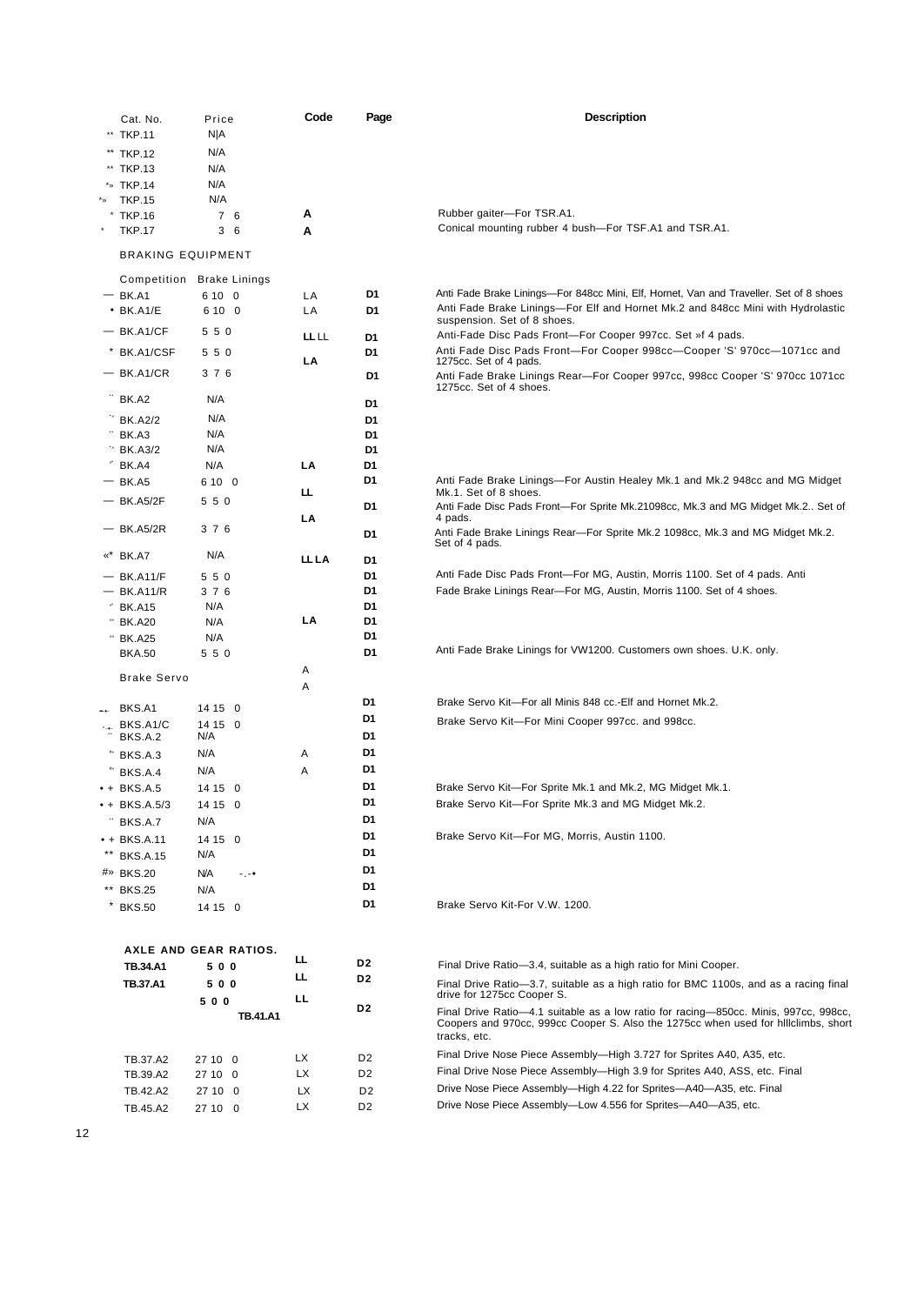| | Cat. No. | Price | Code | Page | Description |
|---|---|---|---|---|---|
| ** | TKP.11 | N/A | | | |
| ** | TKP.12 | N/A | | | |
| ** | TKP.13 | N/A | | | |
| *» | TKP.14 | N/A | | | |
| *» | TKP.15 | N/A | | | |
| * | TKP.16 | 7 6 | A | | Rubber gaiter—For TSR.A1. |
| * | TKP.17 | 3 6 | A | | Conical mounting rubber 4 bush—For TSF.A1 and TSR.A1. |

## BRAKING EQUIPMENT

Competition Brake Linings

| | Cat. No. | Price | Code | Page | Description |
|---|---|---|---|---|---|
| — | BK.A1 | 6 10 0 | LA | D1 | Anti Fade Brake Linings—For 848cc Mini, Elf, Hornet, Van and Traveller. Set of 8 shoes |
| • | BK.A1/E | 6 10 0 | LA | D1 | Anti Fade Brake Linings—For Elf and Hornet Mk.2 and 848cc Mini with Hydrolastic suspension. Set of 8 shoes. |
| — | BK.A1/CF | 5 5 0 | LL LL | D1 | Anti-Fade Disc Pads Front—For Cooper 997cc. Set »f 4 pads. |
| * | BK.A1/CSF | 5 5 0 | LA | D1 | Anti Fade Disc Pads Front—For Cooper 998cc—Cooper 'S' 970cc—1071cc and 1275cc. Set of 4 pads. |
| — | BK.A1/CR | 3 7 6 | | D1 | Anti Fade Brake Linings Rear—For Cooper 997cc, 998cc Cooper 'S' 970cc 1071cc 1275cc. Set of 4 shoes. |
| ¨ | BK.A2 | N/A | | D1 | |
| ¨ | BK.A2/2 | N/A | | D1 | |
| ¨ | BK.A3 | N/A | | D1 | |
| ¨ | BK.A3/2 | N/A | | D1 | |
| " | BK.A4 | N/A | LA | D1 | |
| — | BK.A5 | 6 10 0 | LL | D1 | Anti Fade Brake Linings—For Austin Healey Mk.1 and Mk.2 948cc and MG Midget Mk.1. Set of 8 shoes. |
| — | BK.A5/2F | 5 5 0 | LA | D1 | Anti Fade Disc Pads Front—For Sprite Mk.21098cc, Mk.3 and MG Midget Mk.2.. Set of 4 pads. |
| — | BK.A5/2R | 3 7 6 | | D1 | Anti Fade Brake Linings Rear—For Sprite Mk.2 1098cc, Mk.3 and MG Midget Mk.2. Set of 4 pads. |
| «* | BK.A7 | N/A | LL LA | D1 | |
| — | BK.A11/F | 5 5 0 | | D1 | Anti Fade Disc Pads Front—For MG, Austin, Morris 1100. Set of 4 pads. Anti |
| — | BK.A11/R | 3 7 6 | | D1 | Fade Brake Linings Rear—For MG, Austin, Morris 1100. Set of 4 shoes. |
| " | BK.A15 | N/A | | D1 | |
| " | BK.A20 | N/A | LA | D1 | |
| " | BK.A25 | N/A | | D1 | |
| | BKA.50 | 5 5 0 | | D1 | Anti Fade Brake Linings for VW1200. Customers own shoes. U.K. only. |

Brake Servo

| | Cat. No. | Price | Code | Page | Description |
|---|---|---|---|---|---|
| | | | A | | |
| | | | A | | |
| —• | BKS.A1 | 14 15 0 | | D1 | Brake Servo Kit—For all Minis 848 cc.-Elf and Hornet Mk.2. |
| ·+ | BKS.A1/C | 14 15 0 | | D1 | Brake Servo Kit—For Mini Cooper 997cc. and 998cc. |
| ¨ | BKS.A.2 | N/A | | D1 | |
| " | BKS.A.3 | N/A | A | D1 | |
| " | BKS.A.4 | N/A | A | D1 | |
| • + | BKS.A.5 | 14 15 0 | | D1 | Brake Servo Kit—For Sprite Mk.1 and Mk.2, MG Midget Mk.1. |
| • + | BKS.A.5/3 | 14 15 0 | | D1 | Brake Servo Kit—For Sprite Mk.3 and MG Midget Mk.2. |
| ¨ | BKS.A.7 | N/A | | D1 | |
| • + | BKS.A.11 | 14 15 0 | | D1 | Brake Servo Kit—For MG, Morris, Austin 1100. |
| ** | BKS.A.15 | N/A | | D1 | |
| #» | BKS.20 | N/A -.-• | | D1 | |
| ** | BKS.25 | N/A | | D1 | |
| * | BKS.50 | 14 15 0 | | D1 | Brake Servo Kit-For V.W. 1200. |

## AXLE AND GEAR RATIOS.

| Cat. No. | Price | Code | Page | Description |
|---|---|---|---|---|
| **TB.34.A1** | **5 0 0** | LL | D2 | Final Drive Ratio—3.4, suitable as a high ratio for Mini Cooper. |
| **TB.37.A1** | **5 0 0** | LL | D2 | Final Drive Ratio—3.7, suitable as a high ratio for BMC 1100s, and as a racing final drive for 1275cc Cooper S. |
| **TB.41.A1** | **5 0 0** | LL | D2 | Final Drive Ratio—4.1 suitable as a low ratio for racing—850cc. Minis, 997cc, 998cc, Coopers and 970cc, 999cc Cooper S. Also the 1275cc when used for hlllclimbs, short tracks, etc. |
| TB.37.A2 | 27 10 0 | LX | D2 | Final Drive Nose Piece Assembly—High 3.727 for Sprites A40, A35, etc. |
| TB.39.A2 | 27 10 0 | LX | D2 | Final Drive Nose Piece Assembly—High 3.9 for Sprites A40, ASS, etc. Final |
| TB.42.A2 | 27 10 0 | LX | D2 | Drive Nose Piece Assembly—High 4.22 for Sprites—A40—A35, etc. Final |
| TB.45.A2 | 27 10 0 | LX | D2 | Drive Nose Piece Assembly—Low 4.556 for Sprites—A40—A35, etc. |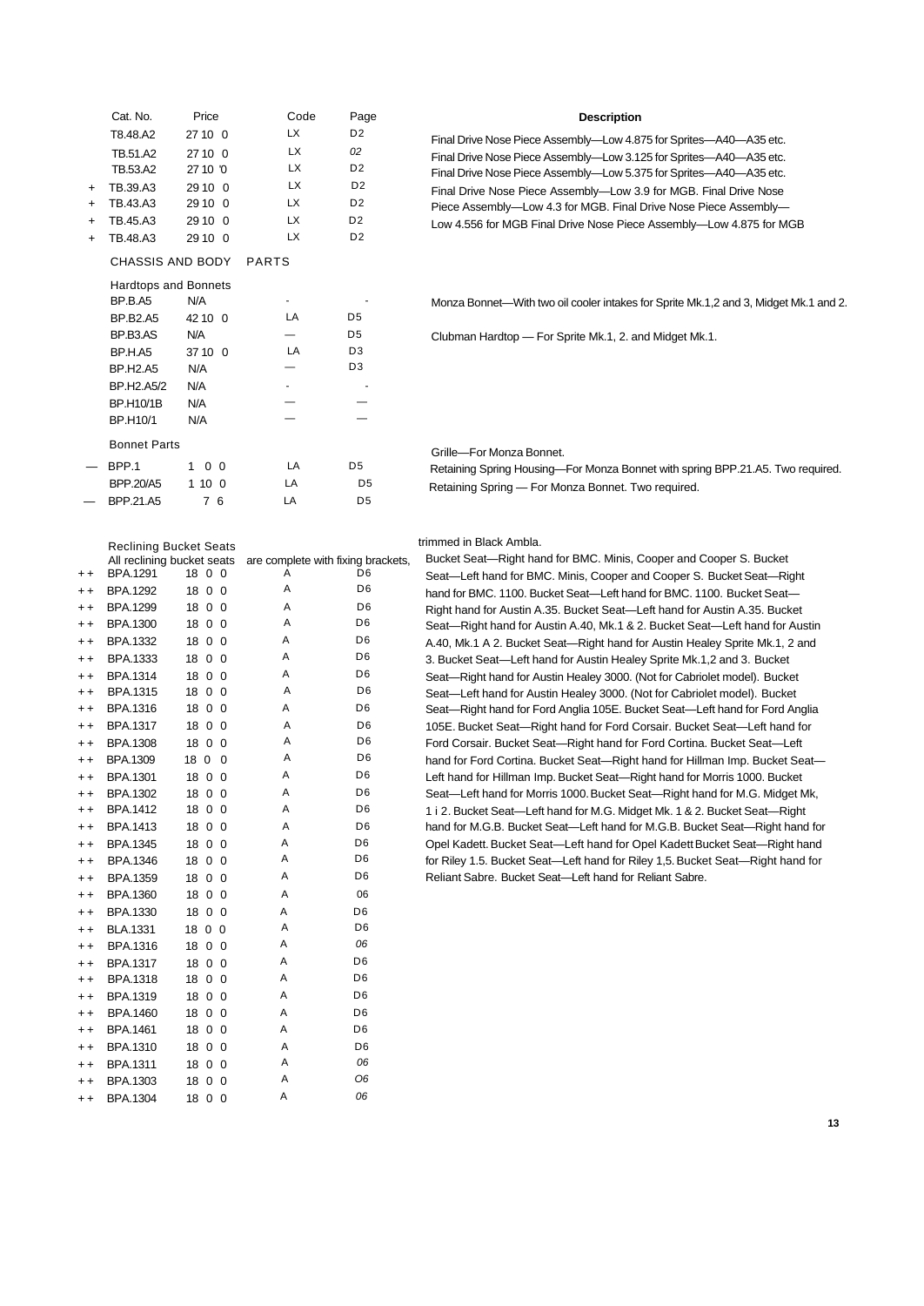| | Cat. No. | Price | Code | Page | Description |
|---|---|---|---|---|---|
| | T8.48.A2 | 27 10 0 | LX | D2 | Final Drive Nose Piece Assembly—Low 4.875 for Sprites—A40—A35 etc. |
| | TB.51.A2 | 27 10 0 | LX | 02 | Final Drive Nose Piece Assembly—Low 3.125 for Sprites—A40—A35 etc. |
| | TB.53.A2 | 27 10 '0 | LX | D2 | Final Drive Nose Piece Assembly—Low 5.375 for Sprites—A40—A35 etc. |
| + | TB.39.A3 | 29 10 0 | LX | D2 | Final Drive Nose Piece Assembly—Low 3.9 for MGB. Final Drive Nose |
| + | TB.43.A3 | 29 10 0 | LX | D2 | Piece Assembly—Low 4.3 for MGB. Final Drive Nose Piece Assembly— |
| + | TB.45.A3 | 29 10 0 | LX | D2 | Low 4.556 for MGB Final Drive Nose Piece Assembly—Low 4.875 for MGB |
| + | TB.48.A3 | 29 10 0 | LX | D2 | |

## CHASSIS AND BODY PARTS

### Hardtops and Bonnets

| Cat. No. | Price | Code | Page | Description |
|---|---|---|---|---|
| BP.B.A5 | N/A | - | - | Monza Bonnet—With two oil cooler intakes for Sprite Mk.1,2 and 3, Midget Mk.1 and 2. |
| BP.B2.A5 | 42 10 0 | LA | D5 | |
| BP.B3.AS | N/A | — | D5 | Clubman Hardtop — For Sprite Mk.1, 2. and Midget Mk.1. |
| BP.H.A5 | 37 10 0 | LA | D3 | |
| BP.H2.A5 | N/A | — | D3 | |
| BP.H2.A5/2 | N/A | - | - | |
| BP.H10/1B | N/A | — | — | |
| BP.H10/1 | N/A | — | — | |

### Bonnet Parts

| | Cat. No. | Price | Code | Page | Description |
|---|---|---|---|---|---|
| | | | | | Grille—For Monza Bonnet. |
| — | BPP.1 | 1 0 0 | LA | D5 | Retaining Spring Housing—For Monza Bonnet with spring BPP.21.A5. Two required. |
| | BPP.20/A5 | 1 10 0 | LA | D5 | Retaining Spring — For Monza Bonnet. Two required. |
| — | BPP.21.A5 | 7 6 | LA | D5 | |

### Reclining Bucket Seats

All reclining bucket seats are complete with fixing brackets, trimmed in Black Ambla.

| | Cat. No. | Price | Code | Page |
|---|---|---|---|---|
| + + | BPA.1291 | 18 0 0 | A | D6 |
| + + | BPA.1292 | 18 0 0 | A | D6 |
| + + | BPA.1299 | 18 0 0 | A | D6 |
| + + | BPA.1300 | 18 0 0 | A | D6 |
| + + | BPA.1332 | 18 0 0 | A | D6 |
| + + | BPA.1333 | 18 0 0 | A | D6 |
| + + | BPA.1314 | 18 0 0 | A | D6 |
| + + | BPA.1315 | 18 0 0 | A | D6 |
| + + | BPA.1316 | 18 0 0 | A | D6 |
| + + | BPA.1317 | 18 0 0 | A | D6 |
| + + | BPA.1308 | 18 0 0 | A | D6 |
| + + | BPA.1309 | 18 0 0 | A | D6 |
| + + | BPA.1301 | 18 0 0 | A | D6 |
| + + | BPA.1302 | 18 0 0 | A | D6 |
| + + | BPA.1412 | 18 0 0 | A | D6 |
| + + | BPA.1413 | 18 0 0 | A | D6 |
| + + | BPA.1345 | 18 0 0 | A | D6 |
| + + | BPA.1346 | 18 0 0 | A | D6 |
| + + | BPA.1359 | 18 0 0 | A | D6 |
| + + | BPA.1360 | 18 0 0 | A | 06 |
| + + | BPA.1330 | 18 0 0 | A | D6 |
| + + | BLA.1331 | 18 0 0 | A | D6 |
| + + | BPA.1316 | 18 0 0 | A | 06 |
| + + | BPA.1317 | 18 0 0 | A | D6 |
| + + | BPA.1318 | 18 0 0 | A | D6 |
| + + | BPA.1319 | 18 0 0 | A | D6 |
| + + | BPA.1460 | 18 0 0 | A | D6 |
| + + | BPA.1461 | 18 0 0 | A | D6 |
| + + | BPA.1310 | 18 0 0 | A | D6 |
| + + | BPA.1311 | 18 0 0 | A | 06 |
| + + | BPA.1303 | 18 0 0 | A | O6 |
| + + | BPA.1304 | 18 0 0 | A | 06 |

Bucket Seat—Right hand for BMC. Minis, Cooper and Cooper S. Bucket Seat—Left hand for BMC. Minis, Cooper and Cooper S. Bucket Seat—Right hand for BMC. 1100. Bucket Seat—Left hand for BMC. 1100. Bucket Seat—Right hand for Austin A.35. Bucket Seat—Left hand for Austin A.35. Bucket Seat—Right hand for Austin A.40, Mk.1 & 2. Bucket Seat—Left hand for Austin A.40, Mk.1 A 2. Bucket Seat—Right hand for Austin Healey Sprite Mk.1, 2 and 3. Bucket Seat—Left hand for Austin Healey Sprite Mk.1,2 and 3. Bucket Seat—Right hand for Austin Healey 3000. (Not for Cabriolet model). Bucket Seat—Left hand for Austin Healey 3000. (Not for Cabriolet model). Bucket Seat—Right hand for Ford Anglia 105E. Bucket Seat—Left hand for Ford Anglia 105E. Bucket Seat—Right hand for Ford Corsair. Bucket Seat—Left hand for Ford Corsair. Bucket Seat—Right hand for Ford Cortina. Bucket Seat—Left hand for Ford Cortina. Bucket Seat—Right hand for Hillman Imp. Bucket Seat—Left hand for Hillman Imp. Bucket Seat—Right hand for Morris 1000. Bucket Seat—Left hand for Morris 1000. Bucket Seat—Right hand for M.G. Midget Mk, 1 i 2. Bucket Seat—Left hand for M.G. Midget Mk. 1 & 2. Bucket Seat—Right hand for M.G.B. Bucket Seat—Left hand for M.G.B. Bucket Seat—Right hand for Opel Kadett. Bucket Seat—Left hand for Opel Kadett Bucket Seat—Right hand for Riley 1.5. Bucket Seat—Left hand for Riley 1,5. Bucket Seat—Right hand for Reliant Sabre. Bucket Seat—Left hand for Reliant Sabre.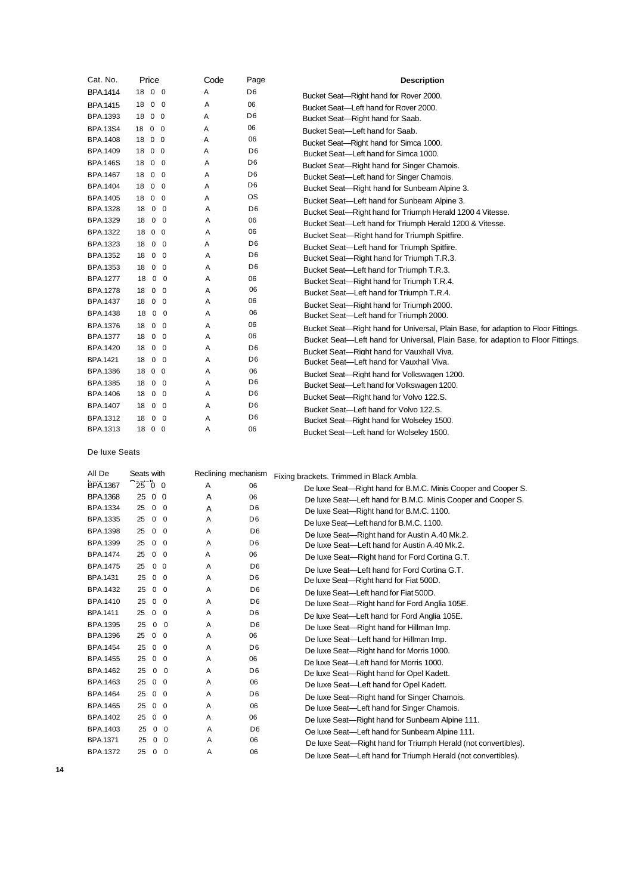| Cat. No. | Price | Code | Page | Description |
|---|---|---|---|---|
| BPA.1414 | 18 0 0 | A | D6 | Bucket Seat—Right hand for Rover 2000. |
| BPA.1415 | 18 0 0 | A | 06 | Bucket Seat—Left hand for Rover 2000. |
| BPA.1393 | 18 0 0 | A | D6 | Bucket Seat—Right hand for Saab. |
| BPA.13S4 | 18 0 0 | A | 06 | Bucket Seat—Left hand for Saab. |
| BPA.1408 | 18 0 0 | A | 06 | Bucket Seat—Right hand for Simca 1000. |
| BPA.1409 | 18 0 0 | A | D6 | Bucket Seat—Left hand for Simca 1000. |
| BPA.146S | 18 0 0 | A | D6 | Bucket Seat—Right hand for Singer Chamois. |
| BPA.1467 | 18 0 0 | A | D6 | Bucket Seat—Left hand for Singer Chamois. |
| BPA.1404 | 18 0 0 | A | D6 | Bucket Seat—Right hand for Sunbeam Alpine 3. |
| BPA.1405 | 18 0 0 | A | OS | Bucket Seat—Left hand for Sunbeam Alpine 3. |
| BPA.1328 | 18 0 0 | A | D6 | Bucket Seat—Right hand for Triumph Herald 1200 4 Vitesse. |
| BPA.1329 | 18 0 0 | A | 06 | Bucket Seat—Left hand for Triumph Herald 1200 & Vitesse. |
| BPA.1322 | 18 0 0 | A | 06 | Bucket Seat—Right hand for Triumph Spitfire. |
| BPA.1323 | 18 0 0 | A | D6 | Bucket Seat—Left hand for Triumph Spitfire. |
| BPA.1352 | 18 0 0 | A | D6 | Bucket Seat—Right hand for Triumph T.R.3. |
| BPA.1353 | 18 0 0 | A | D6 | Bucket Seat—Left hand for Triumph T.R.3. |
| BPA.1277 | 18 0 0 | A | 06 | Bucket Seat—Right hand for Triumph T.R.4. |
| BPA.1278 | 18 0 0 | A | 06 | Bucket Seat—Left hand for Triumph T.R.4. |
| BPA.1437 | 18 0 0 | A | 06 | Bucket Seat—Right hand for Triumph 2000. |
| BPA.1438 | 18 0 0 | A | 06 | Bucket Seat—Left hand for Triumph 2000. |
| BPA.1376 | 18 0 0 | A | 06 | Bucket Seat—Right hand for Universal, Plain Base, for adaption to Floor Fittings. |
| BPA.1377 | 18 0 0 | A | 06 | Bucket Seat—Left hand for Universal, Plain Base, for adaption to Floor Fittings. |
| BPA.1420 | 18 0 0 | A | D6 | Bucket Seat—Right hand for Vauxhall Viva. |
| BPA.1421 | 18 0 0 | A | D6 | Bucket Seat—Left hand for Vauxhall Viva. |
| BPA.1386 | 18 0 0 | A | 06 | Bucket Seat—Right hand for Volkswagen 1200. |
| BPA.1385 | 18 0 0 | A | D6 | Bucket Seat—Left hand for Volkswagen 1200. |
| BPA.1406 | 18 0 0 | A | D6 | Bucket Seat—Right hand for Volvo 122.S. |
| BPA.1407 | 18 0 0 | A | D6 | Bucket Seat—Left hand for Volvo 122.S. |
| BPA.1312 | 18 0 0 | A | D6 | Bucket Seat—Right hand for Wolseley 1500. |
| BPA.1313 | 18 0 0 | A | 06 | Bucket Seat—Left hand for Wolseley 1500. |

De luxe Seats

| All De luxe | Seats with Pad | Reclining mechanism | | Fixing brackets. Trimmed in Black Ambla. |
|---|---|---|---|---|
| BPA.1367 | 25 0 0 | A | 06 | De luxe Seat—Right hand for B.M.C. Minis Cooper and Cooper S. |
| BPA.1368 | 25 0 0 | A | 06 | De luxe Seat—Left hand for B.M.C. Minis Cooper and Cooper S. |
| BPA.1334 | 25 0 0 | A | D6 | De luxe Seat—Right hand for B.M.C. 1100. |
| BPA.1335 | 25 0 0 | A | D6 | De luxe Seat—Left hand for B.M.C. 1100. |
| BPA.1398 | 25 0 0 | A | D6 | De luxe Seat—Right hand for Austin A.40 Mk.2. |
| BPA.1399 | 25 0 0 | A | D6 | De luxe Seat—Left hand for Austin A.40 Mk.2. |
| BPA.1474 | 25 0 0 | A | 06 | De luxe Seat—Right hand for Ford Cortina G.T. |
| BPA.1475 | 25 0 0 | A | D6 | De luxe Seat—Left hand for Ford Cortina G.T. |
| BPA.1431 | 25 0 0 | A | D6 | De luxe Seat—Right hand for Fiat 500D. |
| BPA.1432 | 25 0 0 | A | D6 | De luxe Seat—Left hand for Fiat 500D. |
| BPA.1410 | 25 0 0 | A | D6 | De luxe Seat—Right hand for Ford Anglia 105E. |
| BPA.1411 | 25 0 0 | A | D6 | De luxe Seat—Left hand for Ford Anglia 105E. |
| BPA.1395 | 25 0 0 | A | D6 | De luxe Seat—Right hand for Hillman Imp. |
| BPA.1396 | 25 0 0 | A | 06 | De luxe Seat—Left hand for Hillman Imp. |
| BPA.1454 | 25 0 0 | A | D6 | De luxe Seat—Right hand for Morris 1000. |
| BPA.1455 | 25 0 0 | A | 06 | De luxe Seat—Left hand for Morris 1000. |
| BPA.1462 | 25 0 0 | A | D6 | De luxe Seat—Right hand for Opel Kadett. |
| BPA.1463 | 25 0 0 | A | 06 | De luxe Seat—Left hand for Opel Kadett. |
| BPA.1464 | 25 0 0 | A | D6 | De luxe Seat—Right hand for Singer Chamois. |
| BPA.1465 | 25 0 0 | A | 06 | De luxe Seat—Left hand for Singer Chamois. |
| BPA.1402 | 25 0 0 | A | 06 | De luxe Seat—Right hand for Sunbeam Alpine 111. |
| BPA.1403 | 25 0 0 | A | D6 | Oe luxe Seat—Left hand for Sunbeam Alpine 111. |
| BPA.1371 | 25 0 0 | A | 06 | De luxe Seat—Right hand for Triumph Herald (not convertibles). |
| BPA.1372 | 25 0 0 | A | 06 | De luxe Seat—Left hand for Triumph Herald (not convertibles). |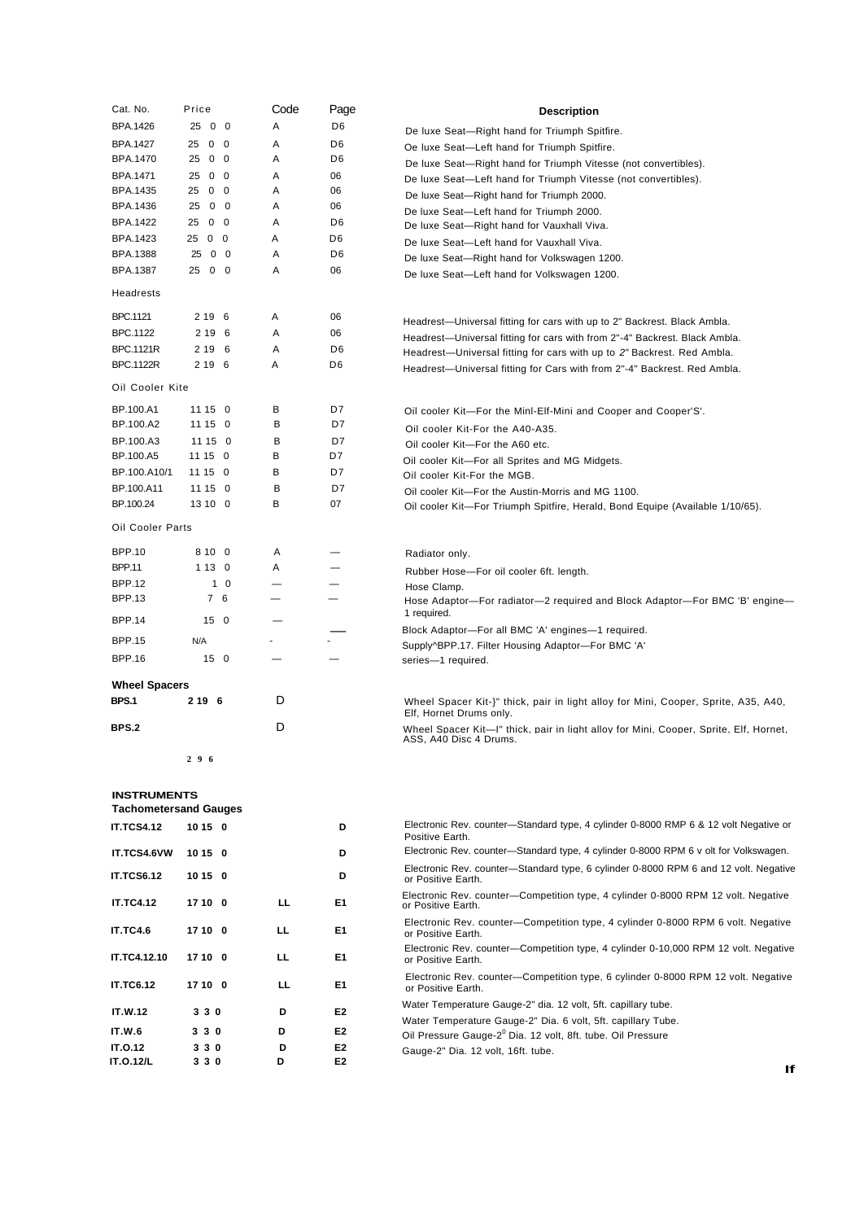| Cat. No. | Price | Code | Page | Description |
|---|---|---|---|---|
| BPA.1426 | 25 0 0 | A | D6 | De luxe Seat—Right hand for Triumph Spitfire. |
| BPA.1427 | 25 0 0 | A | D6 | Oe luxe Seat—Left hand for Triumph Spitfire. |
| BPA.1470 | 25 0 0 | A | D6 | De luxe Seat—Right hand for Triumph Vitesse (not convertibles). |
| BPA.1471 | 25 0 0 | A | 06 | De luxe Seat—Left hand for Triumph Vitesse (not convertibles). |
| BPA.1435 | 25 0 0 | A | 06 | De luxe Seat—Right hand for Triumph 2000. |
| BPA.1436 | 25 0 0 | A | 06 | De luxe Seat—Left hand for Triumph 2000. |
| BPA.1422 | 25 0 0 | A | D6 | De luxe Seat—Right hand for Vauxhall Viva. |
| BPA.1423 | 25 0 0 | A | D6 | De luxe Seat—Left hand for Vauxhall Viva. |
| BPA.1388 | 25 0 0 | A | D6 | De luxe Seat—Right hand for Volkswagen 1200. |
| BPA.1387 | 25 0 0 | A | 06 | De luxe Seat—Left hand for Volkswagen 1200. |
| Headrests | | | | |
| BPC.1121 | 2 19 6 | A | 06 | Headrest—Universal fitting for cars with up to 2" Backrest. Black Ambla. |
| BPC.1122 | 2 19 6 | A | 06 | Headrest—Universal fitting for cars with from 2"-4" Backrest. Black Ambla. |
| BPC.1121R | 2 19 6 | A | D6 | Headrest—Universal fitting for cars with up to *2"* Backrest. Red Ambla. |
| BPC.1122R | 2 19 6 | A | D6 | Headrest—Universal fitting for Cars with from 2"-4" Backrest. Red Ambla. |
| Oil Cooler Kite | | | | |
| BP.100.A1 | 11 15 0 | B | D7 | Oil cooler Kit—For the Minl-Elf-Mini and Cooper and Cooper'S'. |
| BP.100.A2 | 11 15 0 | B | D7 | Oil cooler Kit-For the A40-A35. |
| BP.100.A3 | 11 15 0 | B | D7 | Oil cooler Kit—For the A60 etc. |
| BP.100.A5 | 11 15 0 | B | D7 | Oil cooler Kit—For all Sprites and MG Midgets. |
| BP.100.A10/1 | 11 15 0 | B | D7 | Oil cooler Kit-For the MGB. |
| BP.100.A11 | 11 15 0 | B | D7 | Oil cooler Kit—For the Austin-Morris and MG 1100. |
| BP.100.24 | 13 10 0 | B | 07 | Oil cooler Kit—For Triumph Spitfire, Herald, Bond Equipe (Available 1/10/65). |
| Oil Cooler Parts | | | | |
| BPP.10 | 8 10 0 | A | — | Radiator only. |
| BPP.11 | 1 13 0 | A | — | Rubber Hose—For oil cooler 6ft. length. |
| BPP.12 | 1 0 | — | — | Hose Clamp. |
| BPP.13 | 7 6 | — | — | Hose Adaptor—For radiator—2 required and Block Adaptor—For BMC 'B' engine—1 required. |
| BPP.14 | 15 0 | — | — | Block Adaptor—For all BMC 'A' engines—1 required. |
| BPP.15 | N/A | - | - | Supply^BPP.17. Filter Housing Adaptor—For BMC 'A' |
| BPP.16 | 15 0 | — | — | series—1 required. |
| **Wheel Spacers** | | | | |
| **BPS.1** | **2 19 6** | D | | Wheel Spacer Kit-}" thick, pair in light alloy for Mini, Cooper, Sprite, A35, A40, Elf, Hornet Drums only. |
| **BPS.2** | | D | | Wheel Spacer Kit—I" thick, pair in light alloy for Mini, Cooper, Sprite, Elf, Hornet, ASS, A40 Disc 4 Drums. |
| | **2 9 6** | | | |

**INSTRUMENTS**

**Tachometersand Gauges**

| Cat. No. | Price | Code | Page | Description |
|---|---|---|---|---|
| **IT.TCS4.12** | **10 15 0** | | **D** | Electronic Rev. counter—Standard type, 4 cylinder 0-8000 RMP 6 & 12 volt Negative or Positive Earth. |
| **IT.TCS4.6VW** | **10 15 0** | | **D** | Electronic Rev. counter—Standard type, 4 cylinder 0-8000 RPM 6 v olt for Volkswagen. |
| **IT.TCS6.12** | **10 15 0** | | **D** | Electronic Rev. counter—Standard type, 6 cylinder 0-8000 RPM 6 and 12 volt. Negative or Positive Earth. |
| **IT.TC4.12** | **17 10 0** | **LL** | **E1** | Electronic Rev. counter—Competition type, 4 cylinder 0-8000 RPM 12 volt. Negative or Positive Earth. |
| **IT.TC4.6** | **17 10 0** | **LL** | **E1** | Electronic Rev. counter—Competition type, 4 cylinder 0-8000 RPM 6 volt. Negative or Positive Earth. |
| **IT.TC4.12.10** | **17 10 0** | **LL** | **E1** | Electronic Rev. counter—Competition type, 4 cylinder 0-10,000 RPM 12 volt. Negative or Positive Earth. |
| **IT.TC6.12** | **17 10 0** | **LL** | **E1** | Electronic Rev. counter—Competition type, 6 cylinder 0-8000 RPM 12 volt. Negative or Positive Earth. |
| **IT.W.12** | **3 3 0** | **D** | **E2** | Water Temperature Gauge-2" dia. 12 volt, 5ft. capillary tube. |
| **IT.W.6** | **3 3 0** | **D** | **E2** | Water Temperature Gauge-2" Dia. 6 volt, 5ft. capillary Tube. |
| **IT.O.12** | **3 3 0** | **D** | **E2** | Oil Pressure Gauge-2$^0$ Dia. 12 volt, 8ft. tube. Oil Pressure |
| **IT.O.12/L** | **3 3 0** | **D** | **E2** | Gauge-2" Dia. 12 volt, 16ft. tube. |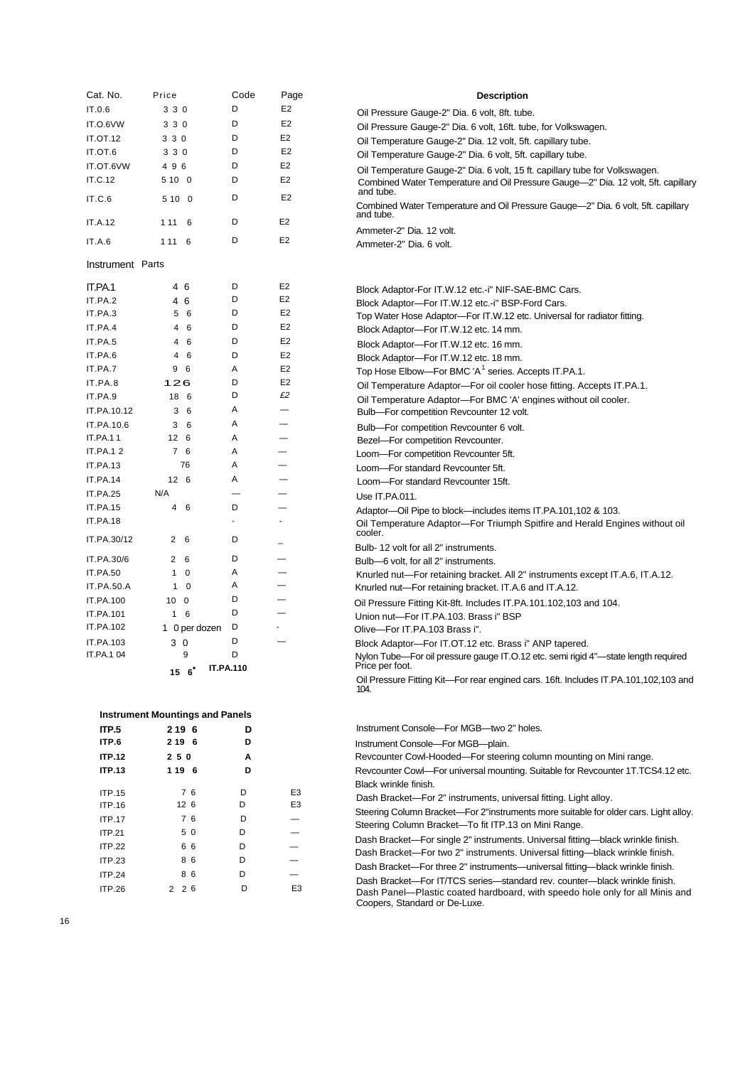| Cat. No. | Price | Code | Page | Description |
|---|---|---|---|---|
| IT.0.6 | 3 3 0 | D | E2 | Oil Pressure Gauge-2" Dia. 6 volt, 8ft. tube. |
| IT.O.6VW | 3 3 0 | D | E2 | Oil Pressure Gauge-2" Dia. 6 volt, 16ft. tube, for Volkswagen. |
| IT.OT.12 | 3 3 0 | D | E2 | Oil Temperature Gauge-2" Dia. 12 volt, 5ft. capillary tube. |
| IT.OT.6 | 3 3 0 | D | E2 | Oil Temperature Gauge-2" Dia. 6 volt, 5ft. capillary tube. |
| IT.OT.6VW | 4 9 6 | D | E2 | Oil Temperature Gauge-2" Dia. 6 volt, 15 ft. capillary tube for Volkswagen. |
| IT.C.12 | 5 10 0 | D | E2 | Combined Water Temperature and Oil Pressure Gauge—2" Dia. 12 volt, 5ft. capillary and tube. |
| IT.C.6 | 5 10 0 | D | E2 | Combined Water Temperature and Oil Pressure Gauge—2" Dia. 6 volt, 5ft. capillary and tube. |
| IT.A.12 | 1 11 6 | D | E2 | Ammeter-2" Dia. 12 volt. |
| IT.A.6 | 1 11 6 | D | E2 | Ammeter-2" Dia. 6 volt. |

## Instrument Parts

| Cat. No. | Price | Code | Page | Description |
|---|---|---|---|---|
| IT.PA.1 | 4 6 | D | E2 | Block Adaptor-For IT.W.12 etc.-i" NIF-SAE-BMC Cars. |
| IT.PA.2 | 4 6 | D | E2 | Block Adaptor—For IT.W.12 etc.-i" BSP-Ford Cars. |
| IT.PA.3 | 5 6 | D | E2 | Top Water Hose Adaptor—For IT.W.12 etc. Universal for radiator fitting. |
| IT.PA.4 | 4 6 | D | E2 | Block Adaptor—For IT.W.12 etc. 14 mm. |
| IT.PA.5 | 4 6 | D | E2 | Block Adaptor—For IT.W.12 etc. 16 mm. |
| IT.PA.6 | 4 6 | D | E2 | Block Adaptor—For IT.W.12 etc. 18 mm. |
| IT.PA.7 | 9 6 | A | E2 | Top Hose Elbow—For BMC 'A' series. Accepts IT.PA.1. |
| IT.PA.8 | 12 6 | D | E2 | Oil Temperature Adaptor—For oil cooler hose fitting. Accepts IT.PA.1. |
| IT.PA.9 | 18 6 | D | E2 | Oil Temperature Adaptor—For BMC 'A' engines without oil cooler. |
| IT.PA.10.12 | 3 6 | A | — | Bulb—For competition Revcounter 12 volt. |
| IT.PA.10.6 | 3 6 | A | — | Bulb—For competition Revcounter 6 volt. |
| IT.PA.11 | 12 6 | A | — | Bezel—For competition Revcounter. |
| IT.PA.12 | 7 6 | A | — | Loom—For competition Revcounter 5ft. |
| IT.PA.13 | 7 6 | A | — | Loom—For standard Revcounter 5ft. |
| IT.PA.14 | 12 6 | A | — | Loom—For standard Revcounter 15ft. |
| IT.PA.25 | N/A | — | — | Use IT.PA.011. |
| IT.PA.15 | 4 6 | D | — | Adaptor—Oil Pipe to block—includes items IT.PA.101,102 & 103. |
| IT.PA.18 | | - | - | Oil Temperature Adaptor—For Triumph Spitfire and Herald Engines without oil cooler. |
| IT.PA.30/12 | 2 6 | D | _ | Bulb- 12 volt for all 2" instruments. |
| IT.PA.30/6 | 2 6 | D | — | Bulb—6 volt, for all 2" instruments. |
| IT.PA.50 | 1 0 | A | — | Knurled nut—For retaining bracket. All 2" instruments except IT.A.6, IT.A.12. |
| IT.PA.50.A | 1 0 | A | — | Knurled nut—For retaining bracket. IT.A.6 and IT.A.12. |
| IT.PA.100 | 10 0 | D | — | Oil Pressure Fitting Kit-8ft. Includes IT.PA.101.102,103 and 104. |
| IT.PA.101 | 1 6 | D | — | Union nut—For IT.PA.103. Brass i" BSP |
| IT.PA.102 | 1 0 per dozen | D | - | Olive—For IT.PA.103 Brass i". |
| IT.PA.103 | 3 0 | D | — | Block Adaptor—For IT.OT.12 etc. Brass i" ANP tapered. |
| IT.PA.104 | 9 | D | | Nylon Tube—For oil pressure gauge IT.O.12 etc. semi rigid 4"—state length required Price per foot. |
| IT.PA.110 | 15 6 | | | Oil Pressure Fitting Kit—For rear engined cars. 16ft. Includes IT.PA.101,102,103 and 104. |

## Instrument Mountings and Panels

| Cat. No. | Price | Code | Page | Description |
|---|---|---|---|---|
| **ITP.5** | **2 19 6** | **D** | | Instrument Console—For MGB—two 2" holes. |
| **ITP.6** | **2 19 6** | **D** | | Instrument Console—For MGB—plain. |
| **ITP.12** | **2 5 0** | **A** | | Revcounter Cowl-Hooded—For steering column mounting on Mini range. |
| **ITP.13** | **1 19 6** | **D** | | Revcounter Cowl—For universal mounting. Suitable for Revcounter 1T.TCS4.12 etc. Black wrinkle finish. |
| ITP.15 | 7 6 | D | E3 | Dash Bracket—For 2" instruments, universal fitting. Light alloy. |
| ITP.16 | 12 6 | D | E3 | Steering Column Bracket—For 2"instruments more suitable for older cars. Light alloy. |
| ITP.17 | 7 6 | D | — | Steering Column Bracket—To fit ITP.13 on Mini Range. |
| ITP.21 | 5 0 | D | — | Dash Bracket—For single 2" instruments. Universal fitting—black wrinkle finish. |
| ITP.22 | 6 6 | D | — | Dash Bracket—For two 2" instruments. Universal fitting—black wrinkle finish. |
| ITP.23 | 8 6 | D | — | Dash Bracket—For three 2" instruments—universal fitting—black wrinkle finish. |
| ITP.24 | 8 6 | D | — | Dash Bracket—For IT/TCS series—standard rev. counter—black wrinkle finish. |
| ITP.26 | 2 2 6 | D | E3 | Dash Panel—Plastic coated hardboard, with speedo hole only for all Minis and Coopers, Standard or De-Luxe. |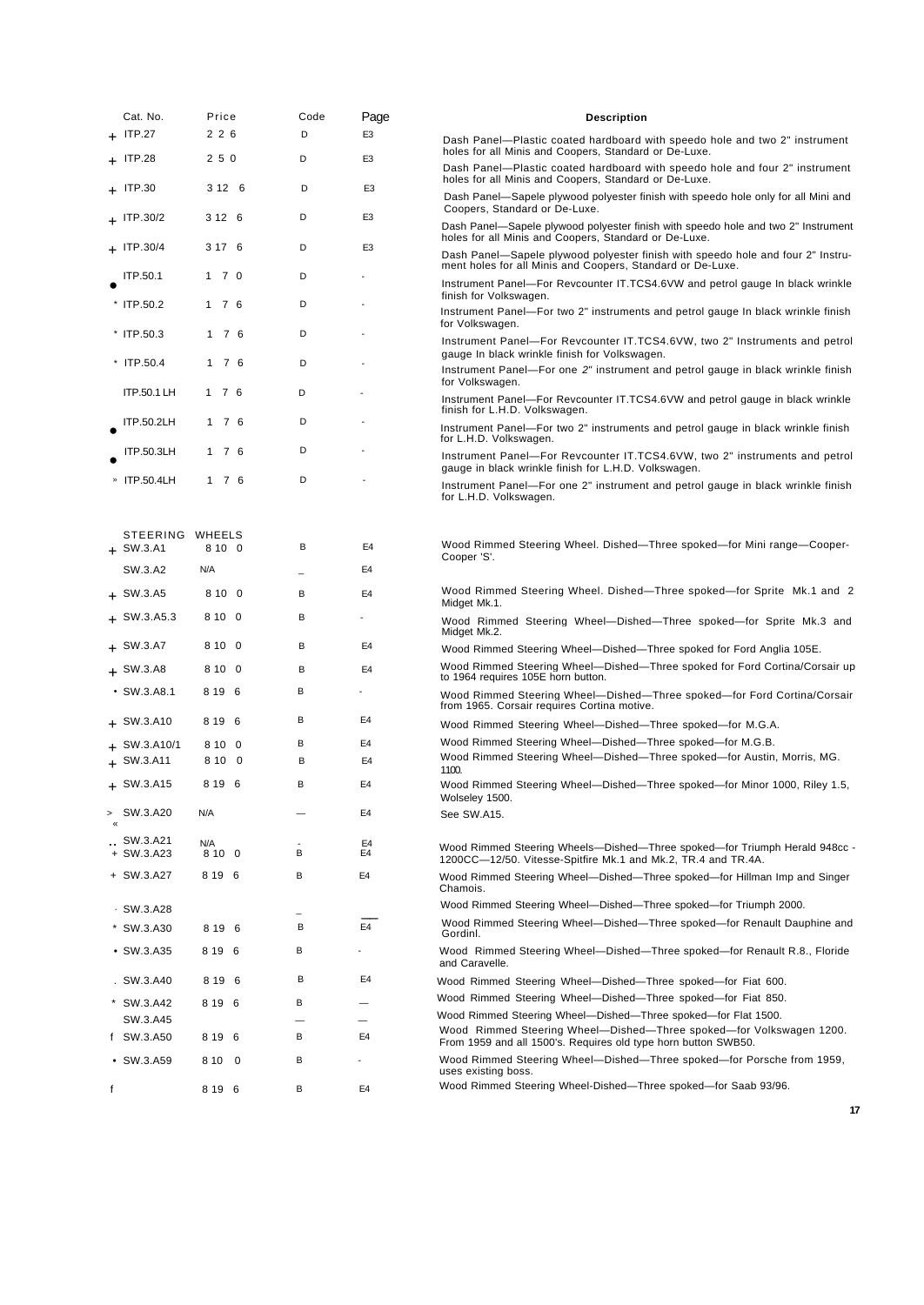| | Cat. No. | Price | Code | Page | Description |
|---|---|---|---|---|---|
| + | ITP.27 | 2 2 6 | D | E3 | Dash Panel—Plastic coated hardboard with speedo hole and two 2" instrument holes for all Minis and Coopers, Standard or De-Luxe. |
| + | ITP.28 | 2 5 0 | D | E3 | Dash Panel—Plastic coated hardboard with speedo hole and four 2" instrument holes for all Minis and Coopers, Standard or De-Luxe. |
| + | ITP.30 | 3 12 6 | D | E3 | Dash Panel—Sapele plywood polyester finish with speedo hole only for all Mini and Coopers, Standard or De-Luxe. |
| + | ITP.30/2 | 3 12 6 | D | E3 | Dash Panel—Sapele plywood polyester finish with speedo hole and two 2" Instrument holes for all Minis and Coopers, Standard or De-Luxe. |
| + | ITP.30/4 | 3 17 6 | D | E3 | Dash Panel—Sapele plywood polyester finish with speedo hole and four 2" Instrument holes for all Minis and Coopers, Standard or De-Luxe. |
| • | ITP.50.1 | 1 7 0 | D | - | Instrument Panel—For Revcounter IT.TCS4.6VW and petrol gauge In black wrinkle finish for Volkswagen. |
| * | ITP.50.2 | 1 7 6 | D | - | Instrument Panel—For two 2" instruments and petrol gauge In black wrinkle finish for Volkswagen. |
| * | ITP.50.3 | 1 7 6 | D | - | Instrument Panel—For Revcounter IT.TCS4.6VW, two 2" Instruments and petrol gauge In black wrinkle finish for Volkswagen. |
| * | ITP.50.4 | 1 7 6 | D | - | Instrument Panel—For one 2" instrument and petrol gauge in black wrinkle finish for Volkswagen. |
| | ITP.50.1 LH | 1 7 6 | D | - | Instrument Panel—For Revcounter IT.TCS4.6VW and petrol gauge in black wrinkle finish for L.H.D. Volkswagen. |
| • | ITP.50.2LH | 1 7 6 | D | - | Instrument Panel—For two 2" instruments and petrol gauge in black wrinkle finish for L.H.D. Volkswagen. |
| • | ITP.50.3LH | 1 7 6 | D | - | Instrument Panel—For Revcounter IT.TCS4.6VW, two 2" instruments and petrol gauge in black wrinkle finish for L.H.D. Volkswagen. |
| » | ITP.50.4LH | 1 7 6 | D | - | Instrument Panel—For one 2" instrument and petrol gauge in black wrinkle finish for L.H.D. Volkswagen. |
| | **STEERING WHEELS** | | | | |
| + | SW.3.A1 | 8 10 0 | B | E4 | Wood Rimmed Steering Wheel. Dished—Three spoked—for Mini range—Cooper-Cooper 'S'. |
| | SW.3.A2 | N/A | _ | E4 | |
| + | SW.3.A5 | 8 10 0 | B | E4 | Wood Rimmed Steering Wheel. Dished—Three spoked—for Sprite Mk.1 and 2 Midget Mk.1. |
| + | SW.3.A5.3 | 8 10 0 | B | - | Wood Rimmed Steering Wheel—Dished—Three spoked—for Sprite Mk.3 and Midget Mk.2. |
| + | SW.3.A7 | 8 10 0 | B | E4 | Wood Rimmed Steering Wheel—Dished—Three spoked for Ford Anglia 105E. |
| + | SW.3.A8 | 8 10 0 | B | E4 | Wood Rimmed Steering Wheel—Dished—Three spoked for Ford Cortina/Corsair up to 1964 requires 105E horn button. |
| • | SW.3.A8.1 | 8 19 6 | B | - | Wood Rimmed Steering Wheel—Dished—Three spoked—for Ford Cortina/Corsair from 1965. Corsair requires Cortina motive. |
| + | SW.3.A10 | 8 19 6 | B | E4 | Wood Rimmed Steering Wheel—Dished—Three spoked—for M.G.A. |
| + | SW.3.A10/1 | 8 10 0 | B | E4 | Wood Rimmed Steering Wheel—Dished—Three spoked—for M.G.B. |
| + | SW.3.A11 | 8 10 0 | B | E4 | Wood Rimmed Steering Wheel—Dished—Three spoked—for Austin, Morris, MG. 1100. |
| + | SW.3.A15 | 8 19 6 | B | E4 | Wood Rimmed Steering Wheel—Dished—Three spoked—for Minor 1000, Riley 1.5, Wolseley 1500. |
| > « | SW.3.A20 | N/A | — | E4 | See SW.A15. |
| .. | SW.3.A21 | N/A | - | E4 | |
| + | SW.3.A23 | 8 10 0 | B | E4 | Wood Rimmed Steering Wheels—Dished—Three spoked—for Triumph Herald 948cc - 1200CC—12/50. Vitesse-Spitfire Mk.1 and Mk.2, TR.4 and TR.4A. |
| + | SW.3.A27 | 8 19 6 | B | E4 | Wood Rimmed Steering Wheel—Dished—Three spoked—for Hillman Imp and Singer Chamois. |
| · | SW.3.A28 | | _ | | Wood Rimmed Steering Wheel—Dished—Three spoked—for Triumph 2000. |
| * | SW.3.A30 | 8 19 6 | B | E4 | Wood Rimmed Steering Wheel—Dished—Three spoked—for Renault Dauphine and Gordinl. |
| • | SW.3.A35 | 8 19 6 | B | - | Wood Rimmed Steering Wheel—Dished—Three spoked—for Renault R.8., Floride and Caravelle. |
| . | SW.3.A40 | 8 19 6 | B | E4 | Wood Rimmed Steering Wheel—Dished—Three spoked—for Fiat 600. |
| * | SW.3.A42 | 8 19 6 | B | — | Wood Rimmed Steering Wheel—Dished—Three spoked—for Fiat 850. |
| | SW.3.A45 | | — | — | Wood Rimmed Steering Wheel—Dished—Three spoked—for Flat 1500. |
| f | SW.3.A50 | 8 19 6 | B | E4 | Wood Rimmed Steering Wheel—Dished—Three spoked—for Volkswagen 1200. From 1959 and all 1500's. Requires old type horn button SWB50. |
| • | SW.3.A59 | 8 10 0 | B | - | Wood Rimmed Steering Wheel—Dished—Three spoked—for Porsche from 1959, uses existing boss. |
| f | | 8 19 6 | B | E4 | Wood Rimmed Steering Wheel-Dished—Three spoked—for Saab 93/96. |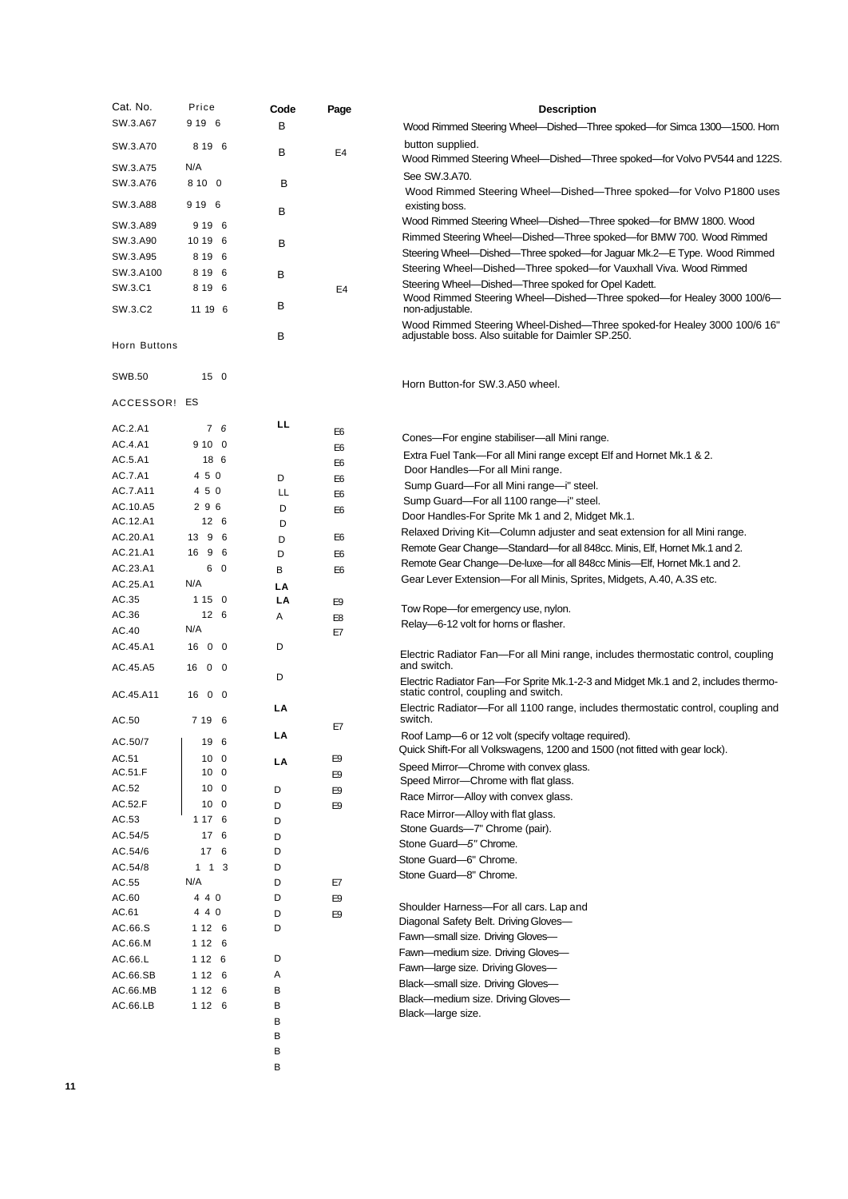| Cat. No. | Price | Code | Page | Description |
|---|---|---|---|---|
| SW.3.A67 | 9 19 6 | B | | Wood Rimmed Steering Wheel—Dished—Three spoked—for Simca 1300—1500. Horn button supplied. |
| SW.3.A70 | 8 19 6 | B | E4 | Wood Rimmed Steering Wheel—Dished—Three spoked—for Volvo PV544 and 122S. |
| SW.3.A75 | N/A | | | See SW.3.A70. |
| SW.3.A76 | 8 10 0 | B | | Wood Rimmed Steering Wheel—Dished—Three spoked—for Volvo P1800 uses existing boss. |
| SW.3.A88 | 9 19 6 | B | | Wood Rimmed Steering Wheel—Dished—Three spoked—for BMW 1800. |
| SW.3.A89 | 9 19 6 | | | Wood Rimmed Steering Wheel—Dished—Three spoked—for BMW 700. |
| SW.3.A90 | 10 19 6 | B | | Wood Rimmed Steering Wheel—Dished—Three spoked—for Jaguar Mk.2—E Type. |
| SW.3.A95 | 8 19 6 | | | Wood Rimmed Steering Wheel—Dished—Three spoked—for Vauxhall Viva. |
| SW.3.A100 | 8 19 6 | B | | Wood Rimmed Steering Wheel—Dished—Three spoked for Opel Kadett. |
| SW.3.C1 | 8 19 6 | B | E4 | Wood Rimmed Steering Wheel—Dished—Three spoked—for Healey 3000 100/6—non-adjustable. |
| SW.3.C2 | 11 19 6 | B | | Wood Rimmed Steering Wheel-Dished—Three spoked-for Healey 3000 100/6 16" adjustable boss. Also suitable for Daimler SP.250. |

## Horn Buttons

| Cat. No. | Price | Code | Page | Description |
|---|---|---|---|---|
| SWB.50 | 15 0 | | | Horn Button-for SW.3.A50 wheel. |

## ACCESSORIES

| Cat. No. | Price | Code | Page | Description |
|---|---|---|---|---|
| AC.2.A1 | 7 6 | LL | E6 | Cones—For engine stabiliser—all Mini range. |
| AC.4.A1 | 9 10 0 | | E6 | Extra Fuel Tank—For all Mini range except Elf and Hornet Mk.1 & 2. |
| AC.5.A1 | 18 6 | | E6 | Door Handles—For all Mini range. |
| AC.7.A1 | 4 5 0 | D | E6 | Sump Guard—For all Mini range—i" steel. |
| AC.7.A11 | 4 5 0 | LL | E6 | Sump Guard—For all 1100 range—i" steel. |
| AC.10.A5 | 2 9 6 | D | E6 | Door Handles-For Sprite Mk 1 and 2, Midget Mk.1. |
| AC.12.A1 | 12 6 | D | | Relaxed Driving Kit—Column adjuster and seat extension for all Mini range. |
| AC.20.A1 | 13 9 6 | D | E6 | Remote Gear Change—Standard—for all 848cc. Minis, Elf, Hornet Mk.1 and 2. |
| AC.21.A1 | 16 9 6 | D | E6 | Remote Gear Change—De-luxe—for all 848cc Minis—Elf, Hornet Mk.1 and 2. |
| AC.23.A1 | 6 0 | B | E6 | Gear Lever Extension—For all Minis, Sprites, Midgets, A.40, A.3S etc. |
| AC.25.A1 | N/A | LA | | |
| AC.35 | 1 15 0 | LA | E9 | Tow Rope—for emergency use, nylon. |
| AC.36 | 12 6 | A | E8 | Relay—6-12 volt for horns or flasher. |
| AC.40 | N/A | | E7 | |
| AC.45.A1 | 16 0 0 | D | | Electric Radiator Fan—For all Mini range, includes thermostatic control, coupling and switch. |
| AC.45.A5 | 16 0 0 | D | | Electric Radiator Fan—For Sprite Mk.1-2-3 and Midget Mk.1 and 2, includes thermostatic control, coupling and switch. |
| AC.45.A11 | 16 0 0 | LA | | Electric Radiator—For all 1100 range, includes thermostatic control, coupling and switch. |
| AC.50 | 7 19 6 | | E7 | Roof Lamp—6 or 12 volt (specify voltage required). |
| AC.50/7 | 19 6 | LA | | Quick Shift-For all Volkswagens, 1200 and 1500 (not fitted with gear lock). |
| AC.51 | 10 0 | LA | E9 | Speed Mirror—Chrome with convex glass. |
| AC.51.F | 10 0 | | E9 | Speed Mirror—Chrome with flat glass. |
| AC.52 | 10 0 | D | E9 | Race Mirror—Alloy with convex glass. |
| AC.52.F | 10 0 | D | E9 | Race Mirror—Alloy with flat glass. |
| AC.53 | 1 17 6 | D | | Stone Guards—7" Chrome (pair). |
| AC.54/5 | 17 6 | D | | Stone Guard—5" Chrome. |
| AC.54/6 | 17 6 | D | | Stone Guard—6" Chrome. |
| AC.54/8 | 1 1 3 | D | | Stone Guard—8" Chrome. |
| AC.55 | N/A | D | E7 | |
| AC.60 | 4 4 0 | D | E9 | Shoulder Harness—For all cars. |
| AC.61 | 4 4 0 | D | E9 | Lap and Diagonal Safety Belt. |
| AC.66.S | 1 12 6 | D | | Driving Gloves—Fawn—small size. |
| AC.66.M | 1 12 6 | | | Driving Gloves—Fawn—medium size. |
| AC.66.L | 1 12 6 | D | | Driving Gloves—Fawn—large size. |
| AC.66.SB | 1 12 6 | A | | Driving Gloves—Black—small size. |
| AC.66.MB | 1 12 6 | B | | Driving Gloves—Black—medium size. |
| AC.66.LB | 1 12 6 | B | | Driving Gloves—Black—large size. |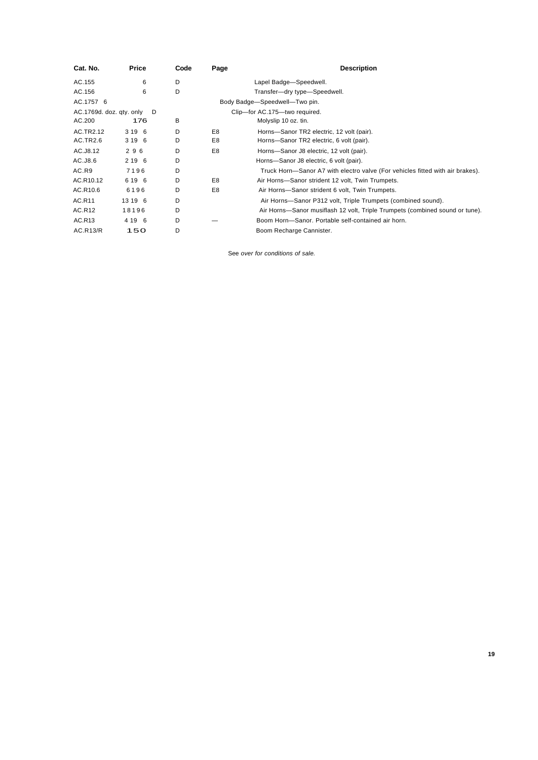| Cat. No. | Price | Code | Page | Description |
| --- | --- | --- | --- | --- |
| AC.155 | 6 | D | | Lapel Badge—Speedwell. |
| AC.156 | 6 | D | | Transfer—dry type—Speedwell. |
| AC.1757 6 | | | | Body Badge—Speedwell—Two pin. |
| AC.1769d. doz. qty. only | | D | | Clip—for AC.175—two required. |
| AC.200 | 176 | B | | Molyslip 10 oz. tin. |
| AC.TR2.12 | 3 19 6 | D | E8 | Horns—Sanor TR2 electric, 12 volt (pair). |
| AC.TR2.6 | 3 19 6 | D | E8 | Horns—Sanor TR2 electric, 6 volt (pair). |
| AC.J8.12 | 2 9 6 | D | E8 | Horns—Sanor J8 electric, 12 volt (pair). |
| AC.J8.6 | 2 19 6 | D | | Horns—Sanor J8 electric, 6 volt (pair). |
| AC.R9 | 7196 | D | | Truck Horn—Sanor A7 with electro valve (For vehicles fitted with air brakes). |
| AC.R10.12 | 6 19 6 | D | E8 | Air Horns—Sanor strident 12 volt, Twin Trumpets. |
| AC.R10.6 | 6196 | D | E8 | Air Horns—Sanor strident 6 volt, Twin Trumpets. |
| AC.R11 | 13 19 6 | D | | Air Horns—Sanor P312 volt, Triple Trumpets (combined sound). |
| AC.R12 | 18196 | D | | Air Horns—Sanor musiflash 12 volt, Triple Trumpets (combined sound or tune). |
| AC.R13 | 4 19 6 | D | — | Boom Horn—Sanor. Portable self-contained air horn. |
| AC.R13/R | 150 | D | | Boom Recharge Cannister. |

See *over for conditions of sale.*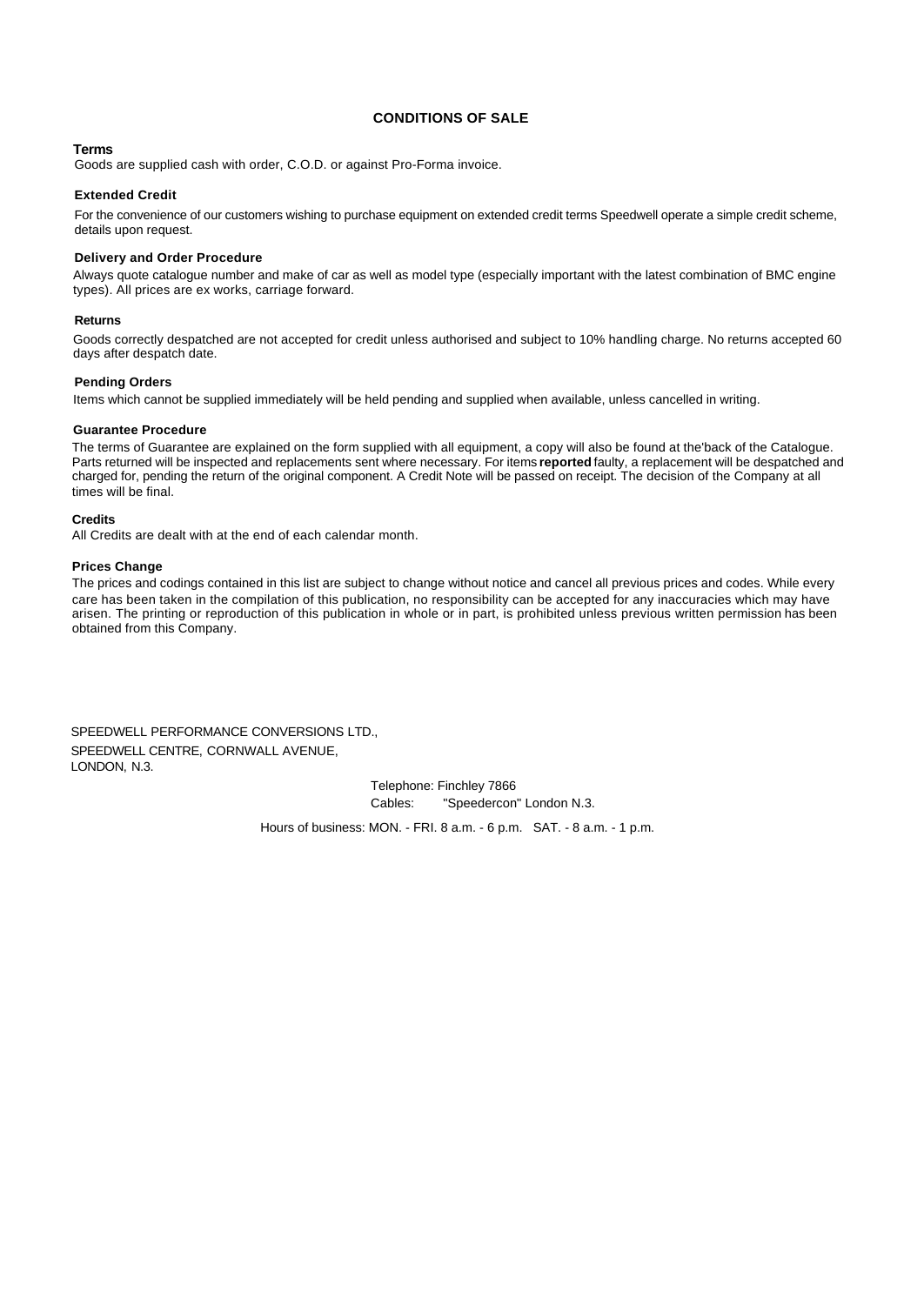# CONDITIONS OF SALE

**Terms**

Goods are supplied cash with order, C.O.D. or against Pro-Forma invoice.

**Extended Credit**

For the convenience of our customers wishing to purchase equipment on extended credit terms Speedwell operate a simple credit scheme, details upon request.

**Delivery and Order Procedure**

Always quote catalogue number and make of car as well as model type (especially important with the latest combination of BMC engine types). All prices are ex works, carriage forward.

**Returns**

Goods correctly despatched are not accepted for credit unless authorised and subject to 10% handling charge. No returns accepted 60 days after despatch date.

**Pending Orders**

Items which cannot be supplied immediately will be held pending and supplied when available, unless cancelled in writing.

**Guarantee Procedure**

The terms of Guarantee are explained on the form supplied with all equipment, a copy will also be found at the'back of the Catalogue. Parts returned will be inspected and replacements sent where necessary. For items **reported** faulty, a replacement will be despatched and charged for, pending the return of the original component. A Credit Note will be passed on receipt. The decision of the Company at all times will be final.

**Credits**

All Credits are dealt with at the end of each calendar month.

**Prices Change**

The prices and codings contained in this list are subject to change without notice and cancel all previous prices and codes. While every care has been taken in the compilation of this publication, no responsibility can be accepted for any inaccuracies which may have arisen. The printing or reproduction of this publication in whole or in part, is prohibited unless previous written permission has been obtained from this Company.

SPEEDWELL PERFORMANCE CONVERSIONS LTD.,
SPEEDWELL CENTRE, CORNWALL AVENUE,
LONDON, N.3.

Telephone: Finchley 7866
Cables: "Speedercon" London N.3.

Hours of business: MON. - FRI. 8 a.m. - 6 p.m. SAT. - 8 a.m. - 1 p.m.